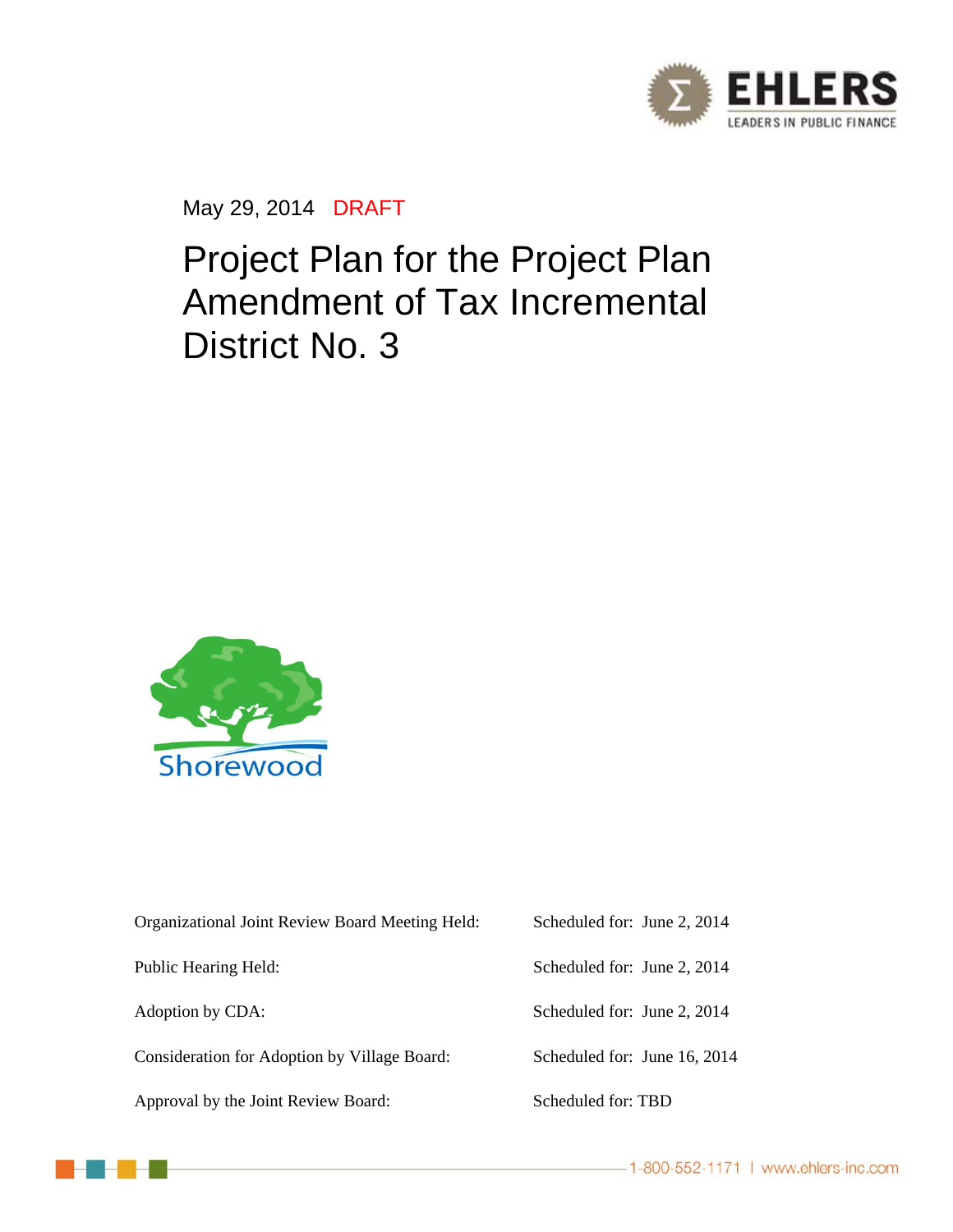May 29, 2014 DRAFT

# Project Plan for the Project Plan Amendment of Tax Incremental District No. 3

Shorewood

| | |
|---|---|
| Organizational Joint Review Board Meeting Held: | Scheduled for: June 2, 2014 |
| Public Hearing Held: | Scheduled for: June 2, 2014 |
| Adoption by CDA: | Scheduled for: June 2, 2014 |
| Consideration for Adoption by Village Board: | Scheduled for: June 16, 2014 |
| Approval by the Joint Review Board: | Scheduled for: TBD |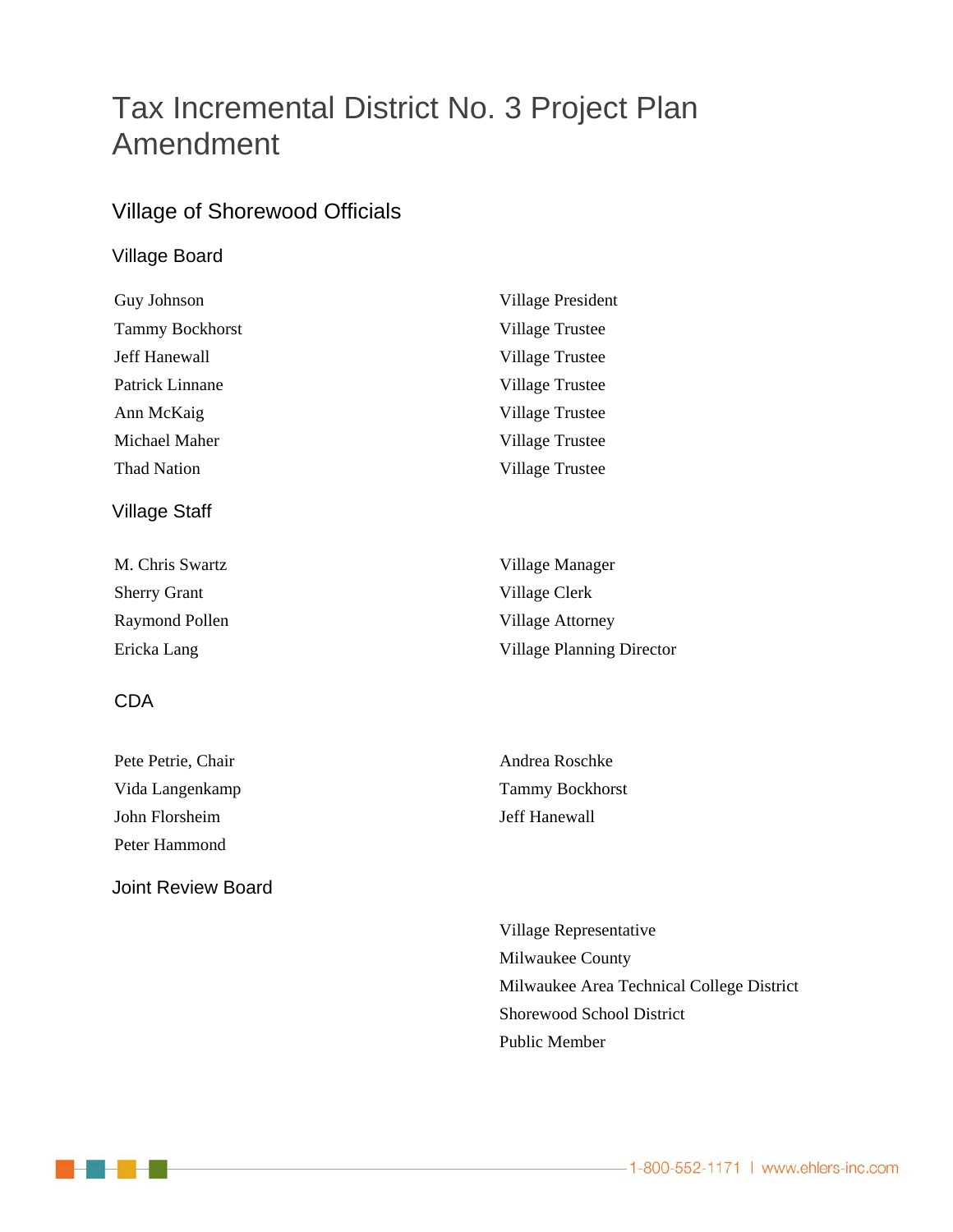# Tax Incremental District No. 3 Project Plan Amendment

## Village of Shorewood Officials

### Village Board

| | |
|---|---|
| Guy Johnson | Village President |
| Tammy Bockhorst | Village Trustee |
| Jeff Hanewall | Village Trustee |
| Patrick Linnane | Village Trustee |
| Ann McKaig | Village Trustee |
| Michael Maher | Village Trustee |
| Thad Nation | Village Trustee |

### Village Staff

| | |
|---|---|
| M. Chris Swartz | Village Manager |
| Sherry Grant | Village Clerk |
| Raymond Pollen | Village Attorney |
| Ericka Lang | Village Planning Director |

### CDA

| | |
|---|---|
| Pete Petrie, Chair | Andrea Roschke |
| Vida Langenkamp | Tammy Bockhorst |
| John Florsheim | Jeff Hanewall |
| Peter Hammond | |

### Joint Review Board

| | |
|---|---|
| | Village Representative |
| | Milwaukee County |
| | Milwaukee Area Technical College District |
| | Shorewood School District |
| | Public Member |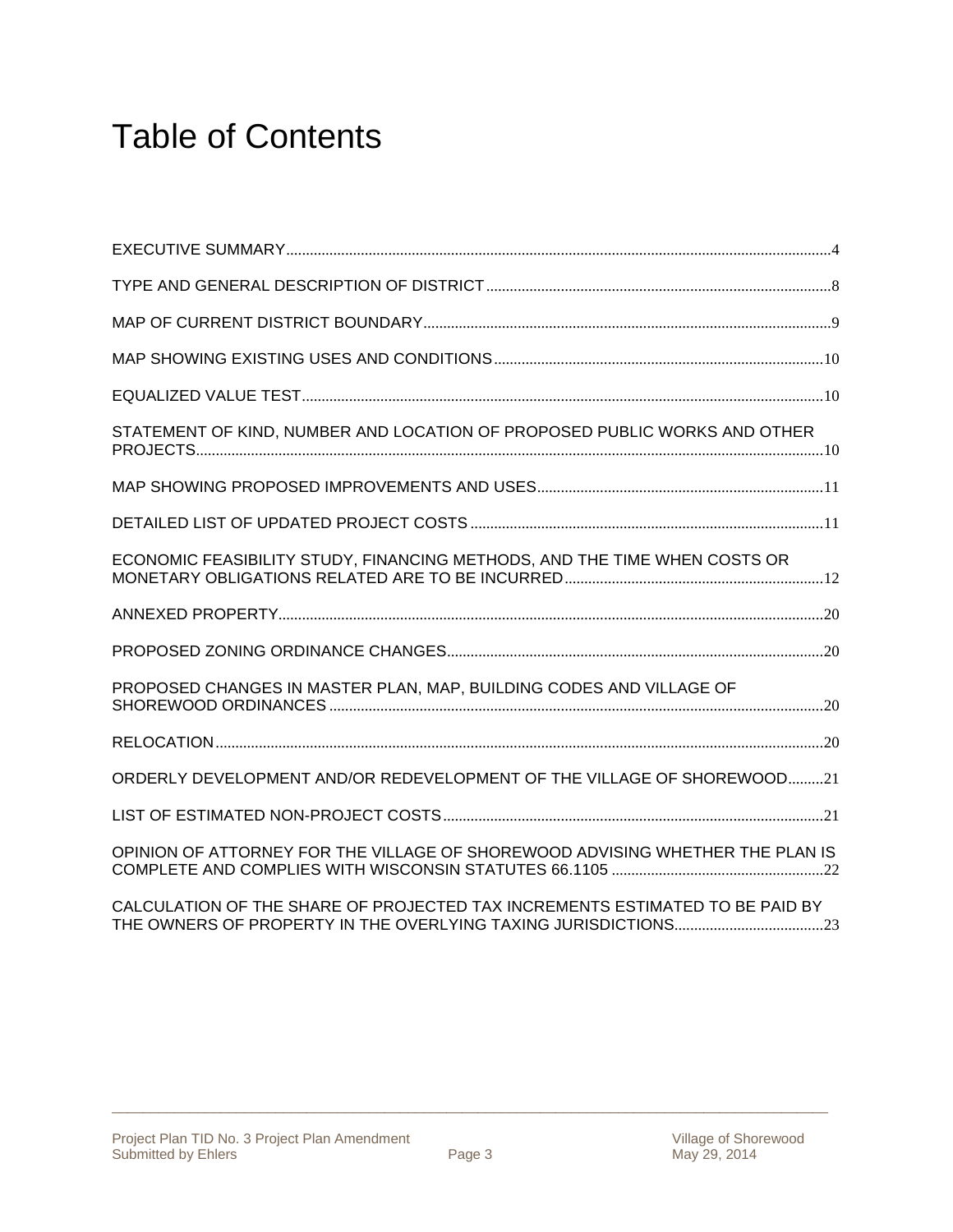# Table of Contents

EXECUTIVE SUMMARY......4

TYPE AND GENERAL DESCRIPTION OF DISTRICT......8

MAP OF CURRENT DISTRICT BOUNDARY......9

MAP SHOWING EXISTING USES AND CONDITIONS......10

EQUALIZED VALUE TEST......10

STATEMENT OF KIND, NUMBER AND LOCATION OF PROPOSED PUBLIC WORKS AND OTHER PROJECTS......10

MAP SHOWING PROPOSED IMPROVEMENTS AND USES......11

DETAILED LIST OF UPDATED PROJECT COSTS......11

ECONOMIC FEASIBILITY STUDY, FINANCING METHODS, AND THE TIME WHEN COSTS OR MONETARY OBLIGATIONS RELATED ARE TO BE INCURRED......12

ANNEXED PROPERTY......20

PROPOSED ZONING ORDINANCE CHANGES......20

PROPOSED CHANGES IN MASTER PLAN, MAP, BUILDING CODES AND VILLAGE OF SHOREWOOD ORDINANCES......20

RELOCATION......20

ORDERLY DEVELOPMENT AND/OR REDEVELOPMENT OF THE VILLAGE OF SHOREWOOD......21

LIST OF ESTIMATED NON-PROJECT COSTS......21

OPINION OF ATTORNEY FOR THE VILLAGE OF SHOREWOOD ADVISING WHETHER THE PLAN IS COMPLETE AND COMPLIES WITH WISCONSIN STATUTES 66.1105......22

CALCULATION OF THE SHARE OF PROJECTED TAX INCREMENTS ESTIMATED TO BE PAID BY THE OWNERS OF PROPERTY IN THE OVERLYING TAXING JURISDICTIONS......23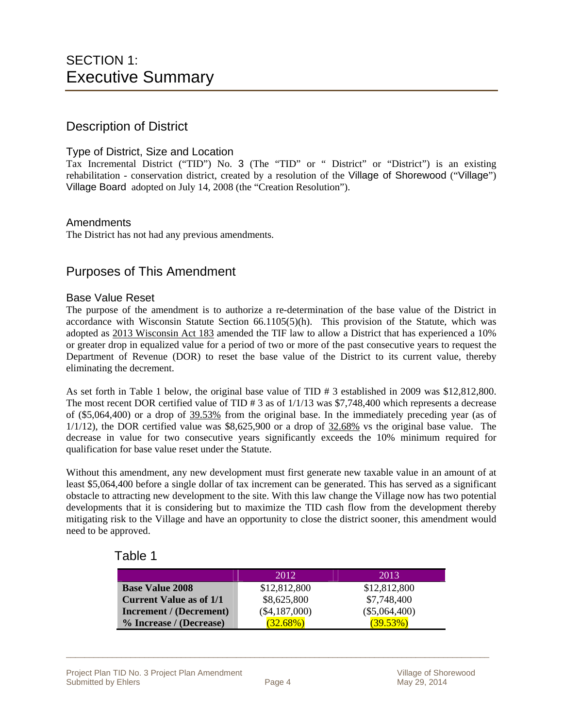# SECTION 1:
# Executive Summary

## Description of District

### Type of District, Size and Location

Tax Incremental District ("TID") No. 3 (The "TID" or " District" or "District") is an existing rehabilitation - conservation district, created by a resolution of the Village of Shorewood ("Village") Village Board adopted on July 14, 2008 (the "Creation Resolution").

### Amendments

The District has not had any previous amendments.

## Purposes of This Amendment

### Base Value Reset

The purpose of the amendment is to authorize a re-determination of the base value of the District in accordance with Wisconsin Statute Section 66.1105(5)(h). This provision of the Statute, which was adopted as 2013 Wisconsin Act 183 amended the TIF law to allow a District that has experienced a 10% or greater drop in equalized value for a period of two or more of the past consecutive years to request the Department of Revenue (DOR) to reset the base value of the District to its current value, thereby eliminating the decrement.

As set forth in Table 1 below, the original base value of TID # 3 established in 2009 was $12,812,800. The most recent DOR certified value of TID # 3 as of 1/1/13 was $7,748,400 which represents a decrease of ($5,064,400) or a drop of 39.53% from the original base. In the immediately preceding year (as of 1/1/12), the DOR certified value was $8,625,900 or a drop of 32.68% vs the original base value. The decrease in value for two consecutive years significantly exceeds the 10% minimum required for qualification for base value reset under the Statute.

Without this amendment, any new development must first generate new taxable value in an amount of at least $5,064,400 before a single dollar of tax increment can be generated. This has served as a significant obstacle to attracting new development to the site. With this law change the Village now has two potential developments that it is considering but to maximize the TID cash flow from the development thereby mitigating risk to the Village and have an opportunity to close the district sooner, this amendment would need to be approved.

### Table 1

| | 2012 | 2013 |
|---|---|---|
| **Base Value 2008** | $12,812,800 | $12,812,800 |
| **Current Value as of 1/1** | $8,625,800 | $7,748,400 |
| **Increment / (Decrement)** | ($4,187,000) | ($5,064,400) |
| **% Increase / (Decrease)** | (32.68%) | (39.53%) |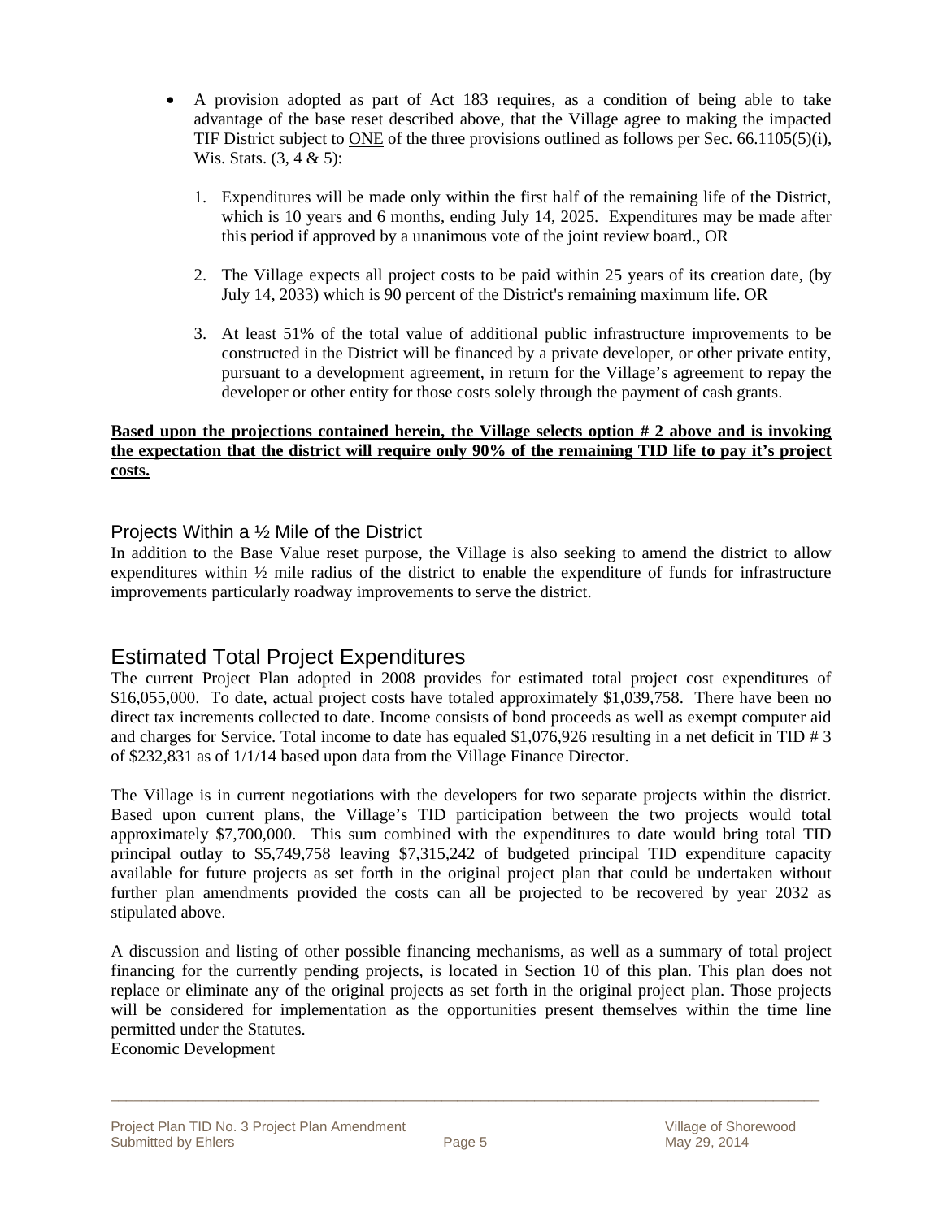- A provision adopted as part of Act 183 requires, as a condition of being able to take advantage of the base reset described above, that the Village agree to making the impacted TIF District subject to ONE of the three provisions outlined as follows per Sec. 66.1105(5)(i), Wis. Stats. (3, 4 & 5):

    1. Expenditures will be made only within the first half of the remaining life of the District, which is 10 years and 6 months, ending July 14, 2025. Expenditures may be made after this period if approved by a unanimous vote of the joint review board., OR

    2. The Village expects all project costs to be paid within 25 years of its creation date, (by July 14, 2033) which is 90 percent of the District's remaining maximum life. OR

    3. At least 51% of the total value of additional public infrastructure improvements to be constructed in the District will be financed by a private developer, or other private entity, pursuant to a development agreement, in return for the Village's agreement to repay the developer or other entity for those costs solely through the payment of cash grants.

**Based upon the projections contained herein, the Village selects option # 2 above and is invoking the expectation that the district will require only 90% of the remaining TID life to pay it's project costs.**

### Projects Within a ½ Mile of the District

In addition to the Base Value reset purpose, the Village is also seeking to amend the district to allow expenditures within ½ mile radius of the district to enable the expenditure of funds for infrastructure improvements particularly roadway improvements to serve the district.

## Estimated Total Project Expenditures

The current Project Plan adopted in 2008 provides for estimated total project cost expenditures of $16,055,000. To date, actual project costs have totaled approximately $1,039,758. There have been no direct tax increments collected to date. Income consists of bond proceeds as well as exempt computer aid and charges for Service. Total income to date has equaled $1,076,926 resulting in a net deficit in TID # 3 of $232,831 as of 1/1/14 based upon data from the Village Finance Director.

The Village is in current negotiations with the developers for two separate projects within the district. Based upon current plans, the Village's TID participation between the two projects would total approximately $7,700,000. This sum combined with the expenditures to date would bring total TID principal outlay to $5,749,758 leaving $7,315,242 of budgeted principal TID expenditure capacity available for future projects as set forth in the original project plan that could be undertaken without further plan amendments provided the costs can all be projected to be recovered by year 2032 as stipulated above.

A discussion and listing of other possible financing mechanisms, as well as a summary of total project financing for the currently pending projects, is located in Section 10 of this plan. This plan does not replace or eliminate any of the original projects as set forth in the original project plan. Those projects will be considered for implementation as the opportunities present themselves within the time line permitted under the Statutes.

Economic Development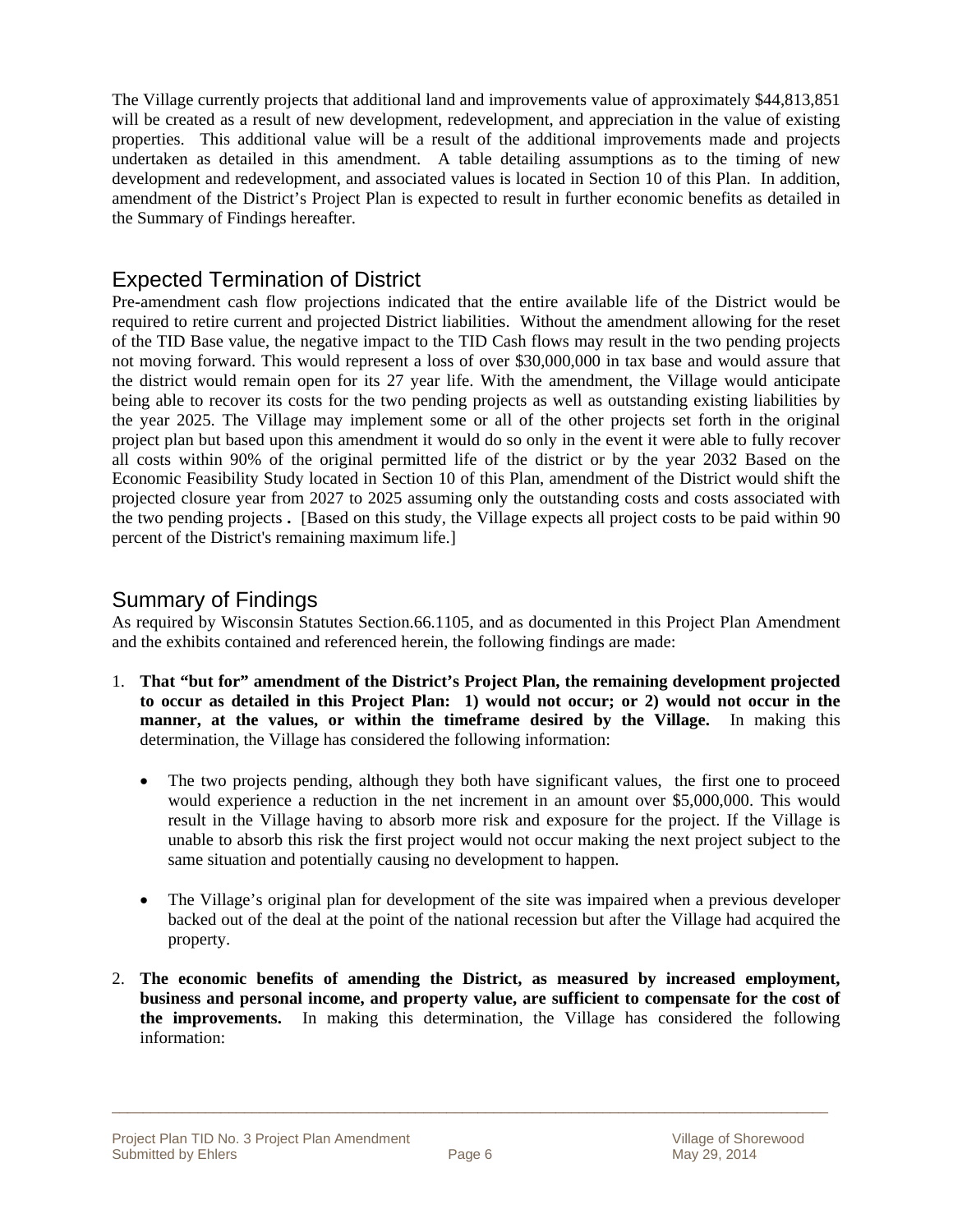The Village currently projects that additional land and improvements value of approximately $44,813,851 will be created as a result of new development, redevelopment, and appreciation in the value of existing properties. This additional value will be a result of the additional improvements made and projects undertaken as detailed in this amendment. A table detailing assumptions as to the timing of new development and redevelopment, and associated values is located in Section 10 of this Plan. In addition, amendment of the District's Project Plan is expected to result in further economic benefits as detailed in the Summary of Findings hereafter.

## Expected Termination of District

Pre-amendment cash flow projections indicated that the entire available life of the District would be required to retire current and projected District liabilities. Without the amendment allowing for the reset of the TID Base value, the negative impact to the TID Cash flows may result in the two pending projects not moving forward. This would represent a loss of over $30,000,000 in tax base and would assure that the district would remain open for its 27 year life. With the amendment, the Village would anticipate being able to recover its costs for the two pending projects as well as outstanding existing liabilities by the year 2025. The Village may implement some or all of the other projects set forth in the original project plan but based upon this amendment it would do so only in the event it were able to fully recover all costs within 90% of the original permitted life of the district or by the year 2032 Based on the Economic Feasibility Study located in Section 10 of this Plan, amendment of the District would shift the projected closure year from 2027 to 2025 assuming only the outstanding costs and costs associated with the two pending projects **.** [Based on this study, the Village expects all project costs to be paid within 90 percent of the District's remaining maximum life.]

## Summary of Findings

As required by Wisconsin Statutes Section.66.1105, and as documented in this Project Plan Amendment and the exhibits contained and referenced herein, the following findings are made:

1. **That "but for" amendment of the District's Project Plan, the remaining development projected to occur as detailed in this Project Plan: 1) would not occur; or 2) would not occur in the manner, at the values, or within the timeframe desired by the Village.** In making this determination, the Village has considered the following information:

   - The two projects pending, although they both have significant values, the first one to proceed would experience a reduction in the net increment in an amount over $5,000,000. This would result in the Village having to absorb more risk and exposure for the project. If the Village is unable to absorb this risk the first project would not occur making the next project subject to the same situation and potentially causing no development to happen.

   - The Village's original plan for development of the site was impaired when a previous developer backed out of the deal at the point of the national recession but after the Village had acquired the property.

2. **The economic benefits of amending the District, as measured by increased employment, business and personal income, and property value, are sufficient to compensate for the cost of the improvements.** In making this determination, the Village has considered the following information: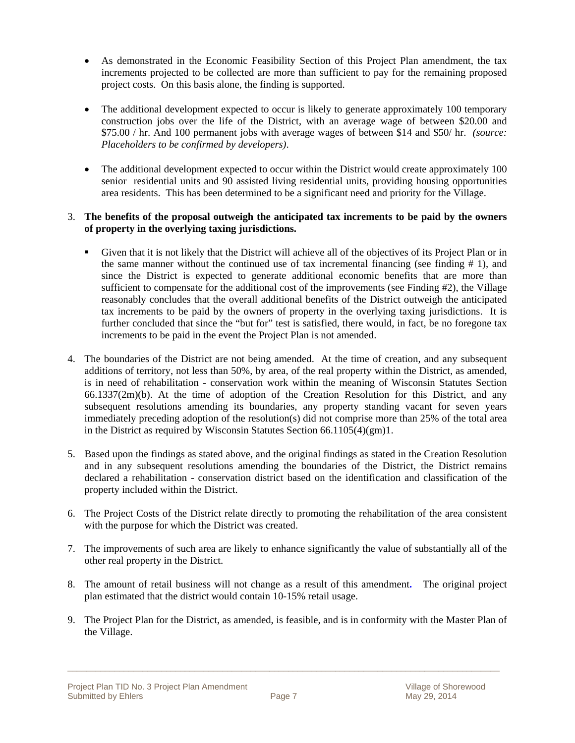- As demonstrated in the Economic Feasibility Section of this Project Plan amendment, the tax increments projected to be collected are more than sufficient to pay for the remaining proposed project costs. On this basis alone, the finding is supported.

- The additional development expected to occur is likely to generate approximately 100 temporary construction jobs over the life of the District, with an average wage of between $20.00 and $75.00 / hr. And 100 permanent jobs with average wages of between $14 and $50/ hr. *(source: Placeholders to be confirmed by developers)*.

- The additional development expected to occur within the District would create approximately 100 senior residential units and 90 assisted living residential units, providing housing opportunities area residents. This has been determined to be a significant need and priority for the Village.

3. **The benefits of the proposal outweigh the anticipated tax increments to be paid by the owners of property in the overlying taxing jurisdictions.**

   - Given that it is not likely that the District will achieve all of the objectives of its Project Plan or in the same manner without the continued use of tax incremental financing (see finding # 1), and since the District is expected to generate additional economic benefits that are more than sufficient to compensate for the additional cost of the improvements (see Finding #2), the Village reasonably concludes that the overall additional benefits of the District outweigh the anticipated tax increments to be paid by the owners of property in the overlying taxing jurisdictions. It is further concluded that since the "but for" test is satisfied, there would, in fact, be no foregone tax increments to be paid in the event the Project Plan is not amended.

4. The boundaries of the District are not being amended. At the time of creation, and any subsequent additions of territory, not less than 50%, by area, of the real property within the District, as amended, is in need of rehabilitation - conservation work within the meaning of Wisconsin Statutes Section 66.1337(2m)(b). At the time of adoption of the Creation Resolution for this District, and any subsequent resolutions amending its boundaries, any property standing vacant for seven years immediately preceding adoption of the resolution(s) did not comprise more than 25% of the total area in the District as required by Wisconsin Statutes Section 66.1105(4)(gm)1.

5. Based upon the findings as stated above, and the original findings as stated in the Creation Resolution and in any subsequent resolutions amending the boundaries of the District, the District remains declared a rehabilitation - conservation district based on the identification and classification of the property included within the District.

6. The Project Costs of the District relate directly to promoting the rehabilitation of the area consistent with the purpose for which the District was created.

7. The improvements of such area are likely to enhance significantly the value of substantially all of the other real property in the District.

8. The amount of retail business will not change as a result of this amendment. The original project plan estimated that the district would contain 10-15% retail usage.

9. The Project Plan for the District, as amended, is feasible, and is in conformity with the Master Plan of the Village.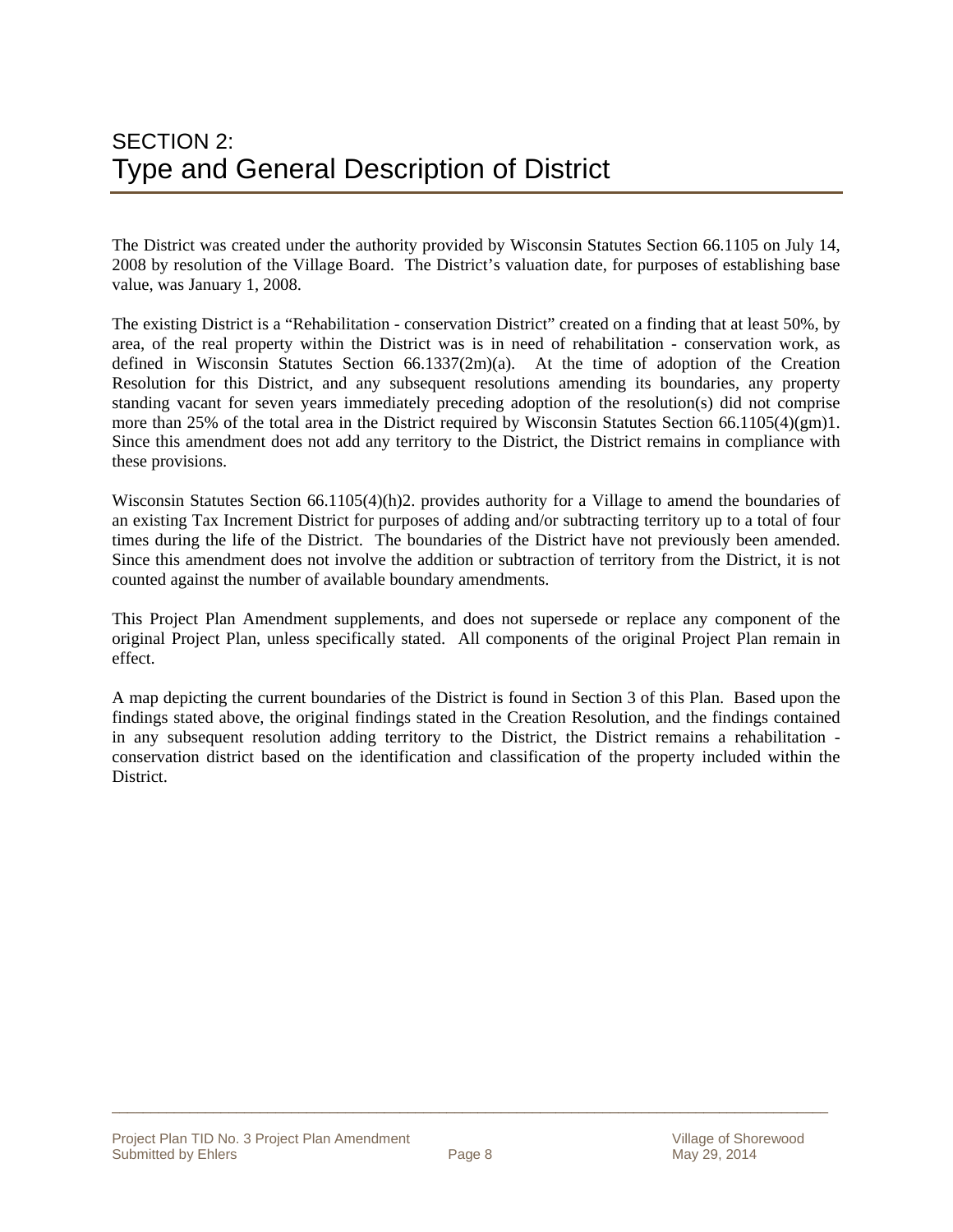# SECTION 2:
# Type and General Description of District

The District was created under the authority provided by Wisconsin Statutes Section 66.1105 on July 14, 2008 by resolution of the Village Board. The District's valuation date, for purposes of establishing base value, was January 1, 2008.

The existing District is a "Rehabilitation - conservation District" created on a finding that at least 50%, by area, of the real property within the District was is in need of rehabilitation - conservation work, as defined in Wisconsin Statutes Section 66.1337(2m)(a). At the time of adoption of the Creation Resolution for this District, and any subsequent resolutions amending its boundaries, any property standing vacant for seven years immediately preceding adoption of the resolution(s) did not comprise more than 25% of the total area in the District required by Wisconsin Statutes Section 66.1105(4)(gm)1. Since this amendment does not add any territory to the District, the District remains in compliance with these provisions.

Wisconsin Statutes Section 66.1105(4)(h)2. provides authority for a Village to amend the boundaries of an existing Tax Increment District for purposes of adding and/or subtracting territory up to a total of four times during the life of the District. The boundaries of the District have not previously been amended. Since this amendment does not involve the addition or subtraction of territory from the District, it is not counted against the number of available boundary amendments.

This Project Plan Amendment supplements, and does not supersede or replace any component of the original Project Plan, unless specifically stated. All components of the original Project Plan remain in effect.

A map depicting the current boundaries of the District is found in Section 3 of this Plan. Based upon the findings stated above, the original findings stated in the Creation Resolution, and the findings contained in any subsequent resolution adding territory to the District, the District remains a rehabilitation - conservation district based on the identification and classification of the property included within the District.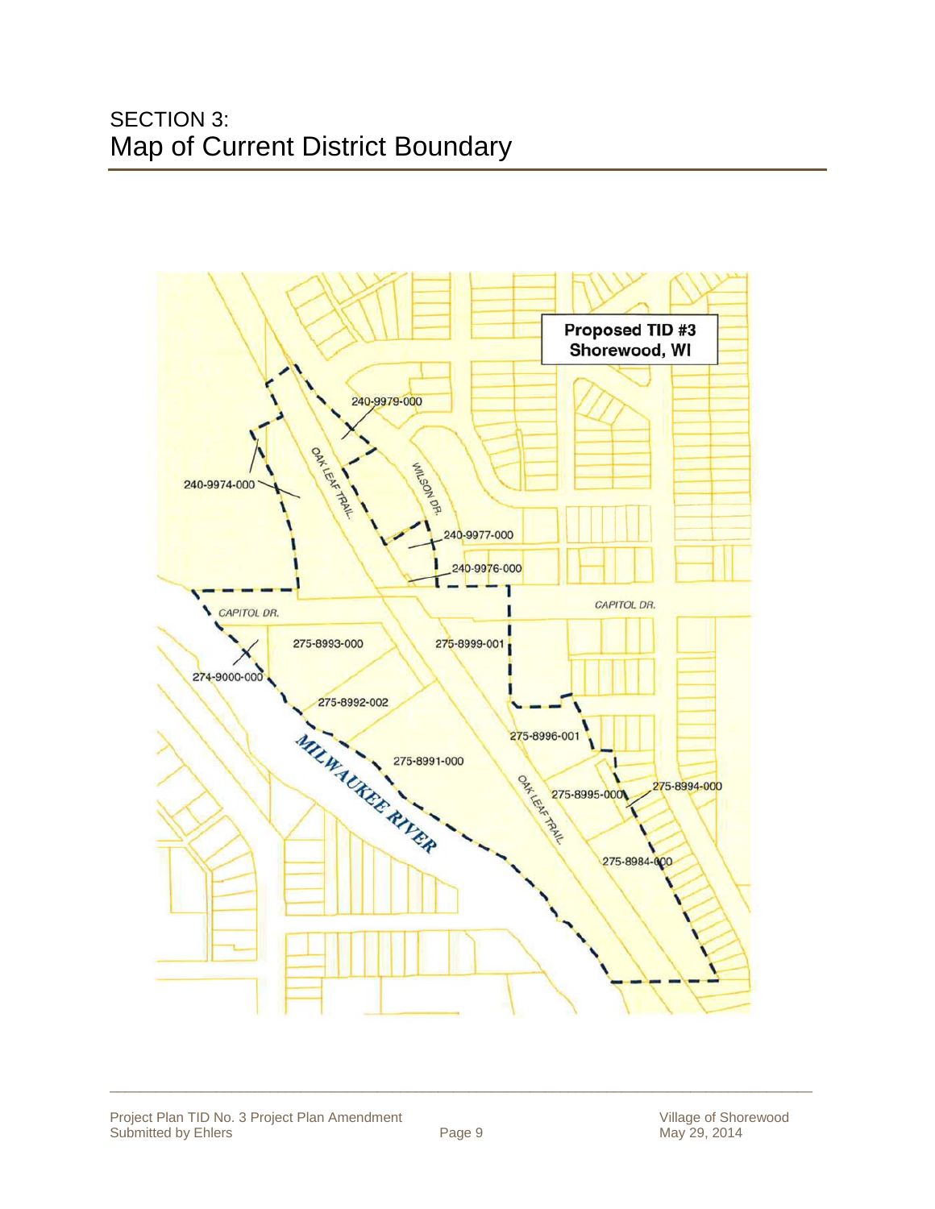# SECTION 3:
## Map of Current District Boundary

Proposed TID #3
Shorewood, WI

240-9979-000

240-9974-000

OAK LEAF TRAIL

WILSON DR.

240-9977-000

240-9976-000

CAPITOL DR.

CAPITOL DR.

275-8993-000

275-8999-001

274-9000-000

275-8992-002

275-8996-001

MILWAUKEE RIVER

275-8991-000

OAK LEAF TRAIL

275-8995-000

275-8994-000

275-8984-000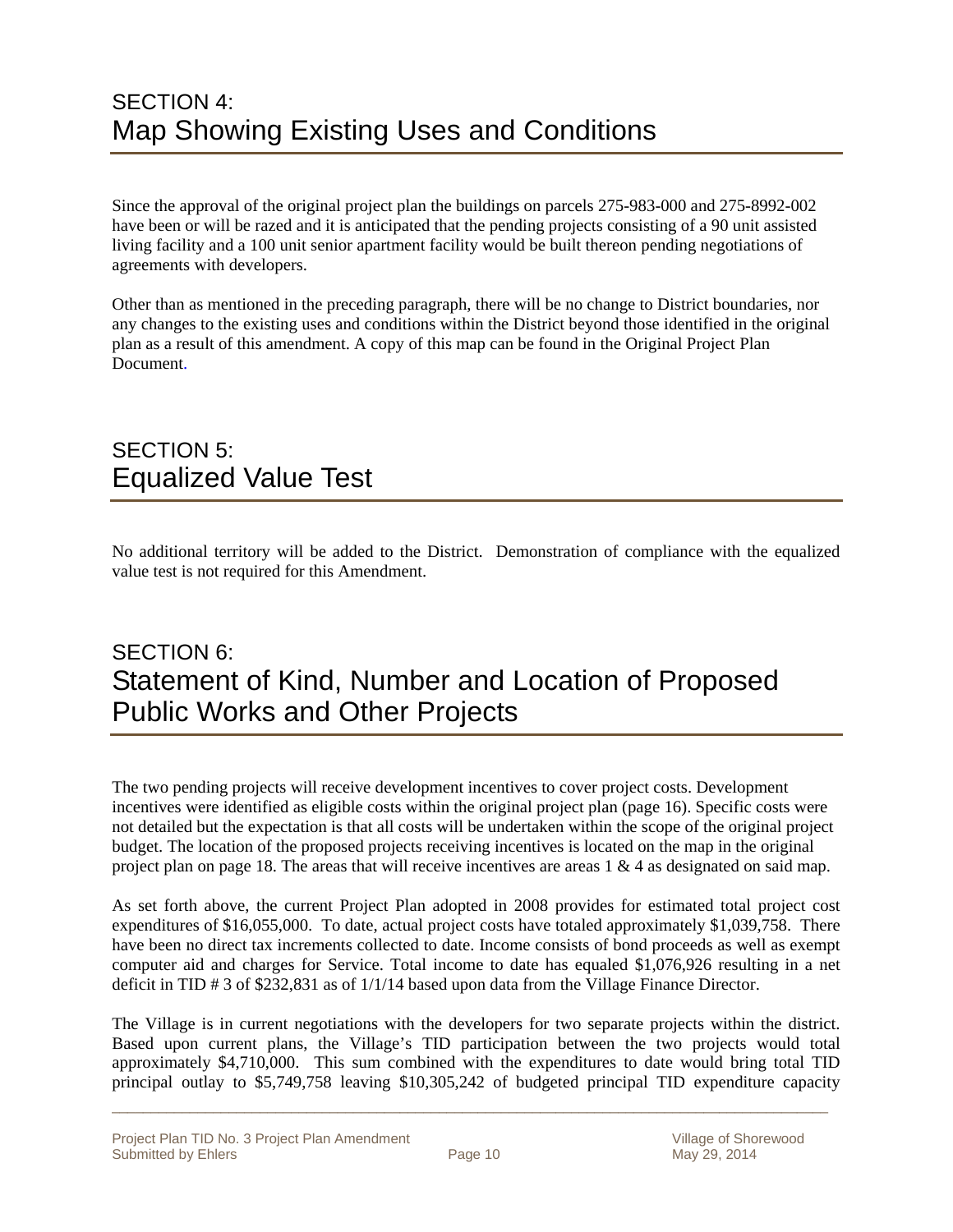## SECTION 4:
## Map Showing Existing Uses and Conditions

Since the approval of the original project plan the buildings on parcels 275-983-000 and 275-8992-002 have been or will be razed and it is anticipated that the pending projects consisting of a 90 unit assisted living facility and a 100 unit senior apartment facility would be built thereon pending negotiations of agreements with developers.

Other than as mentioned in the preceding paragraph, there will be no change to District boundaries, nor any changes to the existing uses and conditions within the District beyond those identified in the original plan as a result of this amendment. A copy of this map can be found in the Original Project Plan Document.

## SECTION 5:
## Equalized Value Test

No additional territory will be added to the District. Demonstration of compliance with the equalized value test is not required for this Amendment.

## SECTION 6:
## Statement of Kind, Number and Location of Proposed Public Works and Other Projects

The two pending projects will receive development incentives to cover project costs. Development incentives were identified as eligible costs within the original project plan (page 16). Specific costs were not detailed but the expectation is that all costs will be undertaken within the scope of the original project budget. The location of the proposed projects receiving incentives is located on the map in the original project plan on page 18. The areas that will receive incentives are areas 1 & 4 as designated on said map.

As set forth above, the current Project Plan adopted in 2008 provides for estimated total project cost expenditures of $16,055,000. To date, actual project costs have totaled approximately $1,039,758. There have been no direct tax increments collected to date. Income consists of bond proceeds as well as exempt computer aid and charges for Service. Total income to date has equaled $1,076,926 resulting in a net deficit in TID # 3 of $232,831 as of 1/1/14 based upon data from the Village Finance Director.

The Village is in current negotiations with the developers for two separate projects within the district. Based upon current plans, the Village's TID participation between the two projects would total approximately $4,710,000. This sum combined with the expenditures to date would bring total TID principal outlay to $5,749,758 leaving $10,305,242 of budgeted principal TID expenditure capacity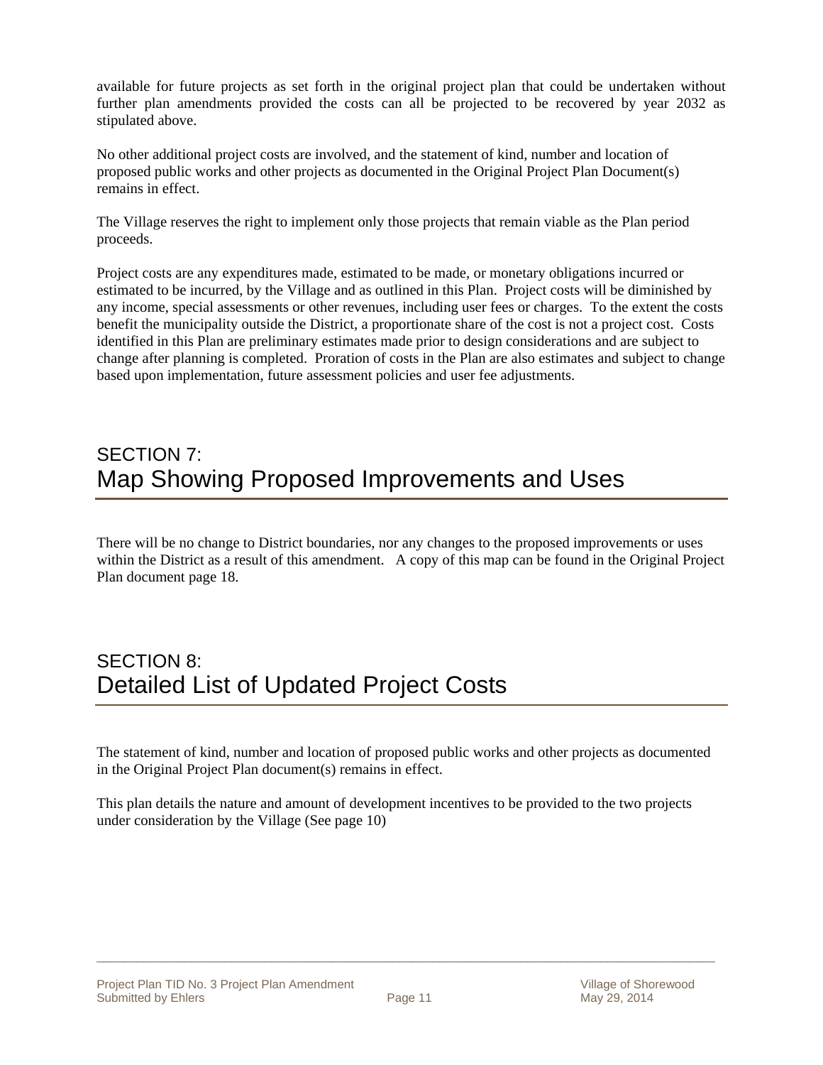available for future projects as set forth in the original project plan that could be undertaken without further plan amendments provided the costs can all be projected to be recovered by year 2032 as stipulated above.

No other additional project costs are involved, and the statement of kind, number and location of proposed public works and other projects as documented in the Original Project Plan Document(s) remains in effect.

The Village reserves the right to implement only those projects that remain viable as the Plan period proceeds.

Project costs are any expenditures made, estimated to be made, or monetary obligations incurred or estimated to be incurred, by the Village and as outlined in this Plan. Project costs will be diminished by any income, special assessments or other revenues, including user fees or charges. To the extent the costs benefit the municipality outside the District, a proportionate share of the cost is not a project cost. Costs identified in this Plan are preliminary estimates made prior to design considerations and are subject to change after planning is completed. Proration of costs in the Plan are also estimates and subject to change based upon implementation, future assessment policies and user fee adjustments.

## SECTION 7: Map Showing Proposed Improvements and Uses

There will be no change to District boundaries, nor any changes to the proposed improvements or uses within the District as a result of this amendment. A copy of this map can be found in the Original Project Plan document page 18.

## SECTION 8: Detailed List of Updated Project Costs

The statement of kind, number and location of proposed public works and other projects as documented in the Original Project Plan document(s) remains in effect.

This plan details the nature and amount of development incentives to be provided to the two projects under consideration by the Village (See page 10)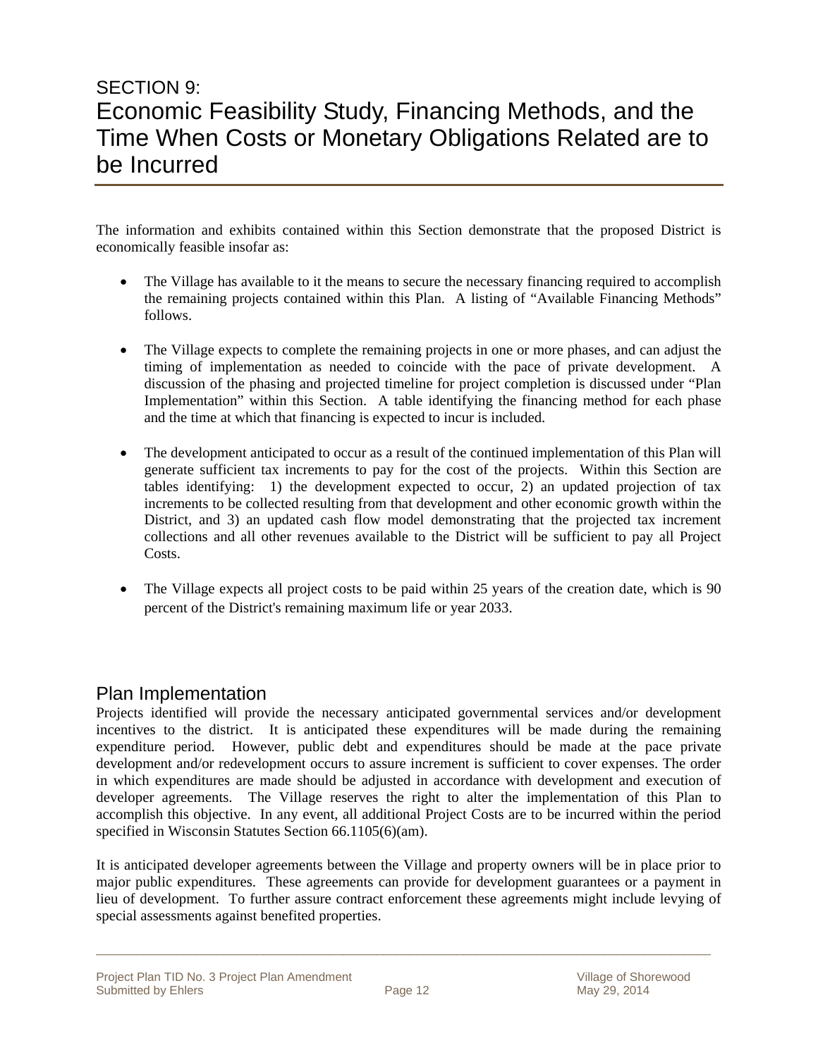# SECTION 9:
# Economic Feasibility Study, Financing Methods, and the Time When Costs or Monetary Obligations Related are to be Incurred

The information and exhibits contained within this Section demonstrate that the proposed District is economically feasible insofar as:

- The Village has available to it the means to secure the necessary financing required to accomplish the remaining projects contained within this Plan. A listing of "Available Financing Methods" follows.

- The Village expects to complete the remaining projects in one or more phases, and can adjust the timing of implementation as needed to coincide with the pace of private development. A discussion of the phasing and projected timeline for project completion is discussed under "Plan Implementation" within this Section. A table identifying the financing method for each phase and the time at which that financing is expected to incur is included.

- The development anticipated to occur as a result of the continued implementation of this Plan will generate sufficient tax increments to pay for the cost of the projects. Within this Section are tables identifying: 1) the development expected to occur, 2) an updated projection of tax increments to be collected resulting from that development and other economic growth within the District, and 3) an updated cash flow model demonstrating that the projected tax increment collections and all other revenues available to the District will be sufficient to pay all Project Costs.

- The Village expects all project costs to be paid within 25 years of the creation date, which is 90 percent of the District's remaining maximum life or year 2033.

## Plan Implementation

Projects identified will provide the necessary anticipated governmental services and/or development incentives to the district. It is anticipated these expenditures will be made during the remaining expenditure period. However, public debt and expenditures should be made at the pace private development and/or redevelopment occurs to assure increment is sufficient to cover expenses. The order in which expenditures are made should be adjusted in accordance with development and execution of developer agreements. The Village reserves the right to alter the implementation of this Plan to accomplish this objective. In any event, all additional Project Costs are to be incurred within the period specified in Wisconsin Statutes Section 66.1105(6)(am).

It is anticipated developer agreements between the Village and property owners will be in place prior to major public expenditures. These agreements can provide for development guarantees or a payment in lieu of development. To further assure contract enforcement these agreements might include levying of special assessments against benefited properties.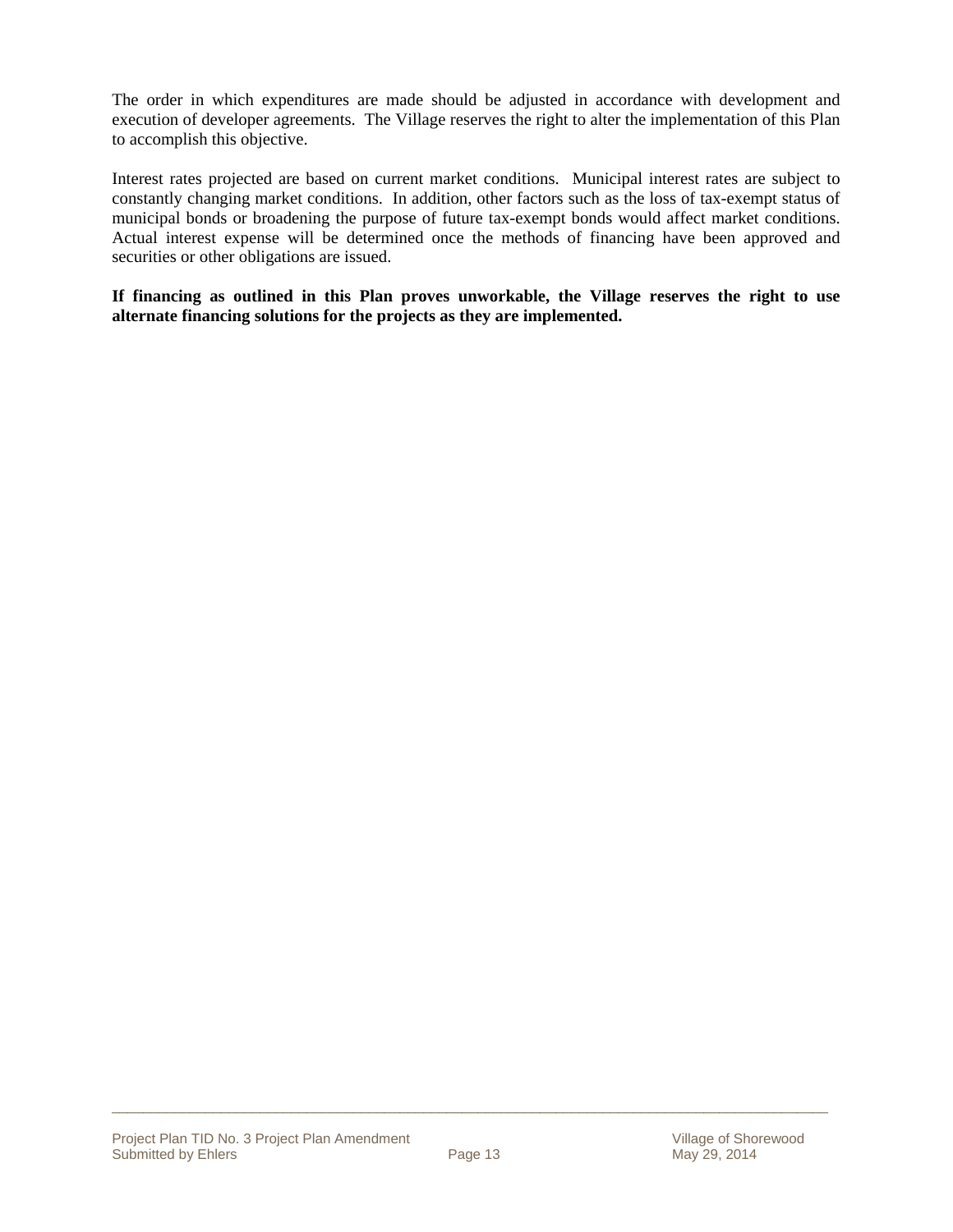The order in which expenditures are made should be adjusted in accordance with development and execution of developer agreements. The Village reserves the right to alter the implementation of this Plan to accomplish this objective.

Interest rates projected are based on current market conditions. Municipal interest rates are subject to constantly changing market conditions. In addition, other factors such as the loss of tax-exempt status of municipal bonds or broadening the purpose of future tax-exempt bonds would affect market conditions. Actual interest expense will be determined once the methods of financing have been approved and securities or other obligations are issued.

**If financing as outlined in this Plan proves unworkable, the Village reserves the right to use alternate financing solutions for the projects as they are implemented.**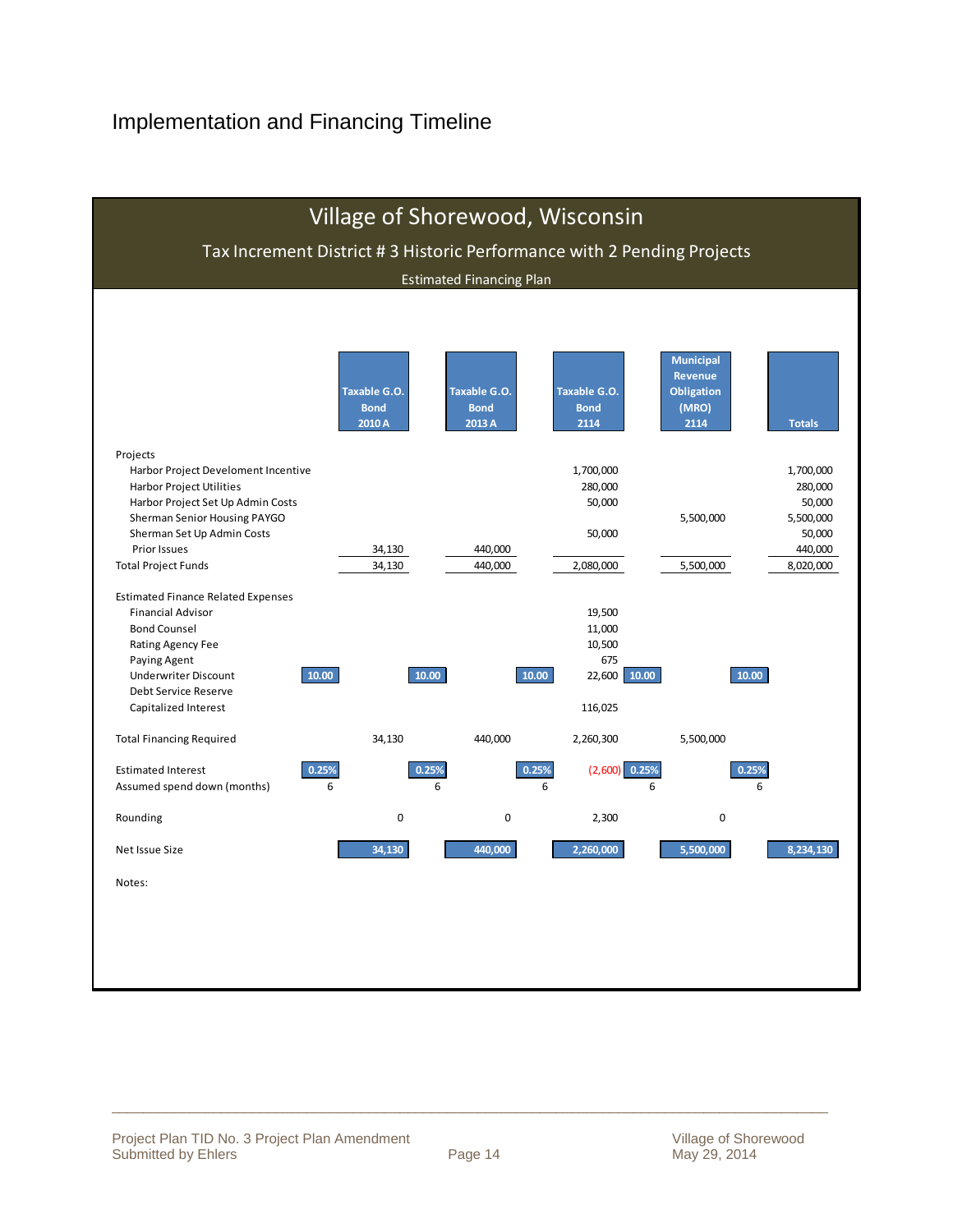# Implementation and Financing Timeline

## Village of Shorewood, Wisconsin

### Tax Increment District # 3 Historic Performance with 2 Pending Projects

Estimated Financing Plan

| | Taxable G.O. Bond 2010 A | Taxable G.O. Bond 2013 A | Taxable G.O. Bond 2114 | Municipal Revenue Obligation (MRO) 2114 | Totals |
|---|---|---|---|---|---|
| Projects | | | | | |
| Harbor Project Develoment Incentive | | | 1,700,000 | | 1,700,000 |
| Harbor Project Utilities | | | 280,000 | | 280,000 |
| Harbor Project Set Up Admin Costs | | | 50,000 | | 50,000 |
| Sherman Senior Housing PAYGO | | | | 5,500,000 | 5,500,000 |
| Sherman Set Up Admin Costs | | | 50,000 | | 50,000 |
| Prior Issues | 34,130 | 440,000 | | | 440,000 |
| Total Project Funds | 34,130 | 440,000 | 2,080,000 | 5,500,000 | 8,020,000 |
| | | | | | |
| Estimated Finance Related Expenses | | | | | |
| Financial Advisor | | | 19,500 | | |
| Bond Counsel | | | 11,000 | | |
| Rating Agency Fee | | | 10,500 | | |
| Paying Agent | | | 675 | | |
| Underwriter Discount | 10.00 | 10.00 | 10.00 / 22,600 | 10.00 | 10.00 |
| Debt Service Reserve | | | | | |
| Capitalized Interest | | | 116,025 | | |
| | | | | | |
| Total Financing Required | 34,130 | 440,000 | 2,260,300 | 5,500,000 | |
| | | | | | |
| Estimated Interest | 0.25% | 0.25% | 0.25% / (2,600) | 0.25% | 0.25% |
| Assumed spend down (months) | 6 | 6 | 6 | 6 | 6 |
| | | | | | |
| Rounding | 0 | 0 | 2,300 | 0 | |
| | | | | | |
| Net Issue Size | 34,130 | 440,000 | 2,260,000 | 5,500,000 | 8,234,130 |

Notes: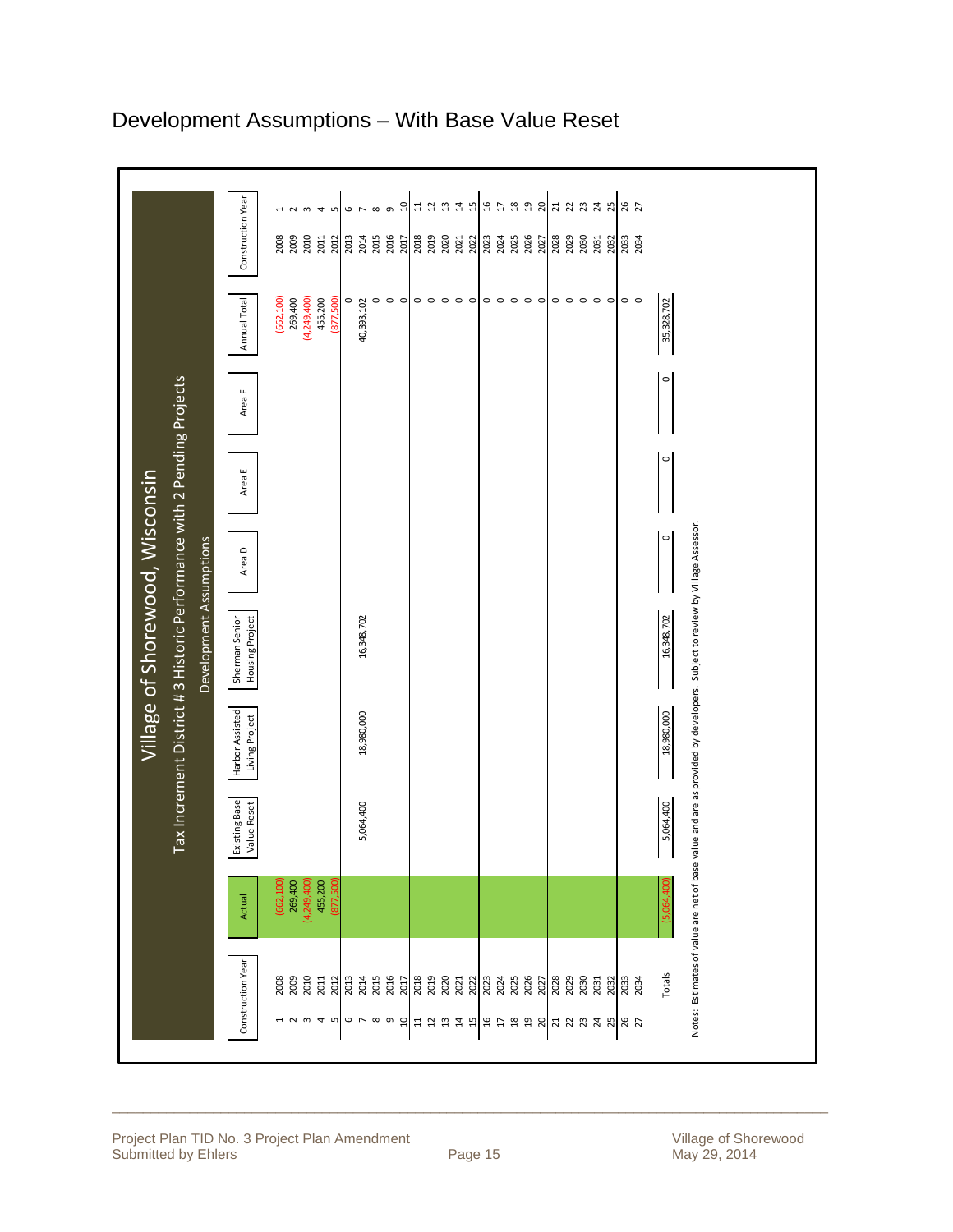# Development Assumptions – With Base Value Reset

## Village of Shorewood, Wisconsin

### Tax Increment District # 3 Historic Performance with 2 Pending Projects

#### Development Assumptions

| | Construction Year | Actual | Existing Base Value Reset | Harbor Assisted Living Project | Sherman Senior Housing Project | Area D | Area E | Area F | Annual Total | Construction Year | |
|---|---|---|---|---|---|---|---|---|---|---|---|
| 1 | 2008 | (662,100) | | | | | | | (662,100) | 2008 | 1 |
| 2 | 2009 | 269,400 | | | | | | | 269,400 | 2009 | 2 |
| 3 | 2010 | (4,249,400) | | | | | | | (4,249,400) | 2010 | 3 |
| 4 | 2011 | 455,200 | | | | | | | 455,200 | 2011 | 4 |
| 5 | 2012 | (877,500) | | | | | | | (877,500) | 2012 | 5 |
| 6 | 2013 | | | | | | | | 0 | 2013 | 6 |
| 7 | 2014 | | 5,064,400 | 18,980,000 | 16,348,702 | | | | 40,393,102 | 2014 | 7 |
| 8 | 2015 | | | | | | | | 0 | 2015 | 8 |
| 9 | 2016 | | | | | | | | 0 | 2016 | 9 |
| 10 | 2017 | | | | | | | | 0 | 2017 | 10 |
| 11 | 2018 | | | | | | | | 0 | 2018 | 11 |
| 12 | 2019 | | | | | | | | 0 | 2019 | 12 |
| 13 | 2020 | | | | | | | | 0 | 2020 | 13 |
| 14 | 2021 | | | | | | | | 0 | 2021 | 14 |
| 15 | 2022 | | | | | | | | 0 | 2022 | 15 |
| 16 | 2023 | | | | | | | | 0 | 2023 | 16 |
| 17 | 2024 | | | | | | | | 0 | 2024 | 17 |
| 18 | 2025 | | | | | | | | 0 | 2025 | 18 |
| 19 | 2026 | | | | | | | | 0 | 2026 | 19 |
| 20 | 2027 | | | | | | | | 0 | 2027 | 20 |
| 21 | 2028 | | | | | | | | 0 | 2028 | 21 |
| 22 | 2029 | | | | | | | | 0 | 2029 | 22 |
| 23 | 2030 | | | | | | | | 0 | 2030 | 23 |
| 24 | 2031 | | | | | | | | 0 | 2031 | 24 |
| 25 | 2032 | | | | | | | | 0 | 2032 | 25 |
| 26 | 2033 | | | | | | | | 0 | 2033 | 26 |
| 27 | 2034 | | | | | | | | 0 | 2034 | 27 |
| | Totals | (5,064,400) | 5,064,400 | 18,980,000 | 16,348,702 | 0 | 0 | 0 | 35,328,702 | | |

Notes: Estimates of value are net of base value and are as provided by developers. Subject to review by Village Assessor.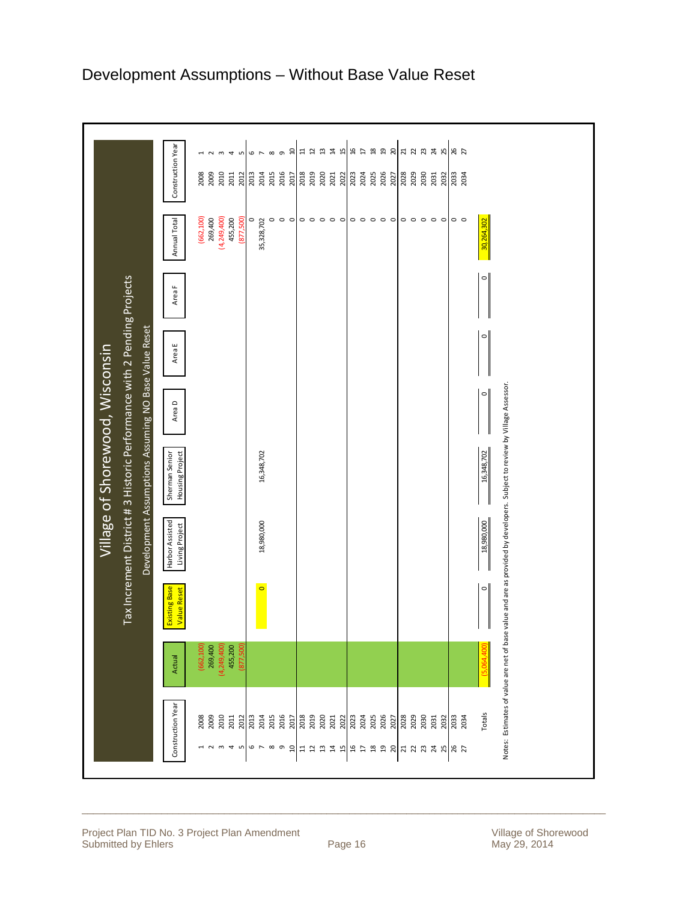# Development Assumptions – Without Base Value Reset

**Village of Shorewood, Wisconsin**

**Tax Increment District # 3 Historic Performance with 2 Pending Projects**

**Development Assumptions Assuming NO Base Value Reset**

| | Construction Year | Actual | Existing Base Value Reset | Harbor Assisted Living Project | Sherman Senior Housing Project | Area D | Area E | Area F | Annual Total | Construction Year | |
|---|---|---|---|---|---|---|---|---|---|---|---|
| 1 | 2008 | (662,100) | | | | | | | (662,100) | 2008 | 1 |
| 2 | 2009 | 269,400 | | | | | | | 269,400 | 2009 | 2 |
| 3 | 2010 | (4,249,400) | | | | | | | (4,249,400) | 2010 | 3 |
| 4 | 2011 | 455,200 | | | | | | | 455,200 | 2011 | 4 |
| 5 | 2012 | (877,500) | | | | | | | (877,500) | 2012 | 5 |
| 6 | 2013 | | | | | | | | 0 | 2013 | 6 |
| 7 | 2014 | | 0 | 18,980,000 | 16,348,702 | | | | 35,328,702 | 2014 | 7 |
| 8 | 2015 | | | | | | | | 0 | 2015 | 8 |
| 9 | 2016 | | | | | | | | 0 | 2016 | 9 |
| 10 | 2017 | | | | | | | | 0 | 2017 | 10 |
| 11 | 2018 | | | | | | | | 0 | 2018 | 11 |
| 12 | 2019 | | | | | | | | 0 | 2019 | 12 |
| 13 | 2020 | | | | | | | | 0 | 2020 | 13 |
| 14 | 2021 | | | | | | | | 0 | 2021 | 14 |
| 15 | 2022 | | | | | | | | 0 | 2022 | 15 |
| 16 | 2023 | | | | | | | | 0 | 2023 | 16 |
| 17 | 2024 | | | | | | | | 0 | 2024 | 17 |
| 18 | 2025 | | | | | | | | 0 | 2025 | 18 |
| 19 | 2026 | | | | | | | | 0 | 2026 | 19 |
| 20 | 2027 | | | | | | | | 0 | 2027 | 20 |
| 21 | 2028 | | | | | | | | 0 | 2028 | 21 |
| 22 | 2029 | | | | | | | | 0 | 2029 | 22 |
| 23 | 2030 | | | | | | | | 0 | 2030 | 23 |
| 24 | 2031 | | | | | | | | 0 | 2031 | 24 |
| 25 | 2032 | | | | | | | | 0 | 2032 | 25 |
| 26 | 2033 | | | | | | | | 0 | 2033 | 26 |
| 27 | 2034 | | | | | | | | 0 | 2034 | 27 |
| | Totals | (5,064,400) | 0 | 18,980,000 | 16,348,702 | 0 | 0 | 0 | 30,264,302 | | |

Notes: Estimates of value are net of base value and are as provided by developers. Subject to review by Village Assessor.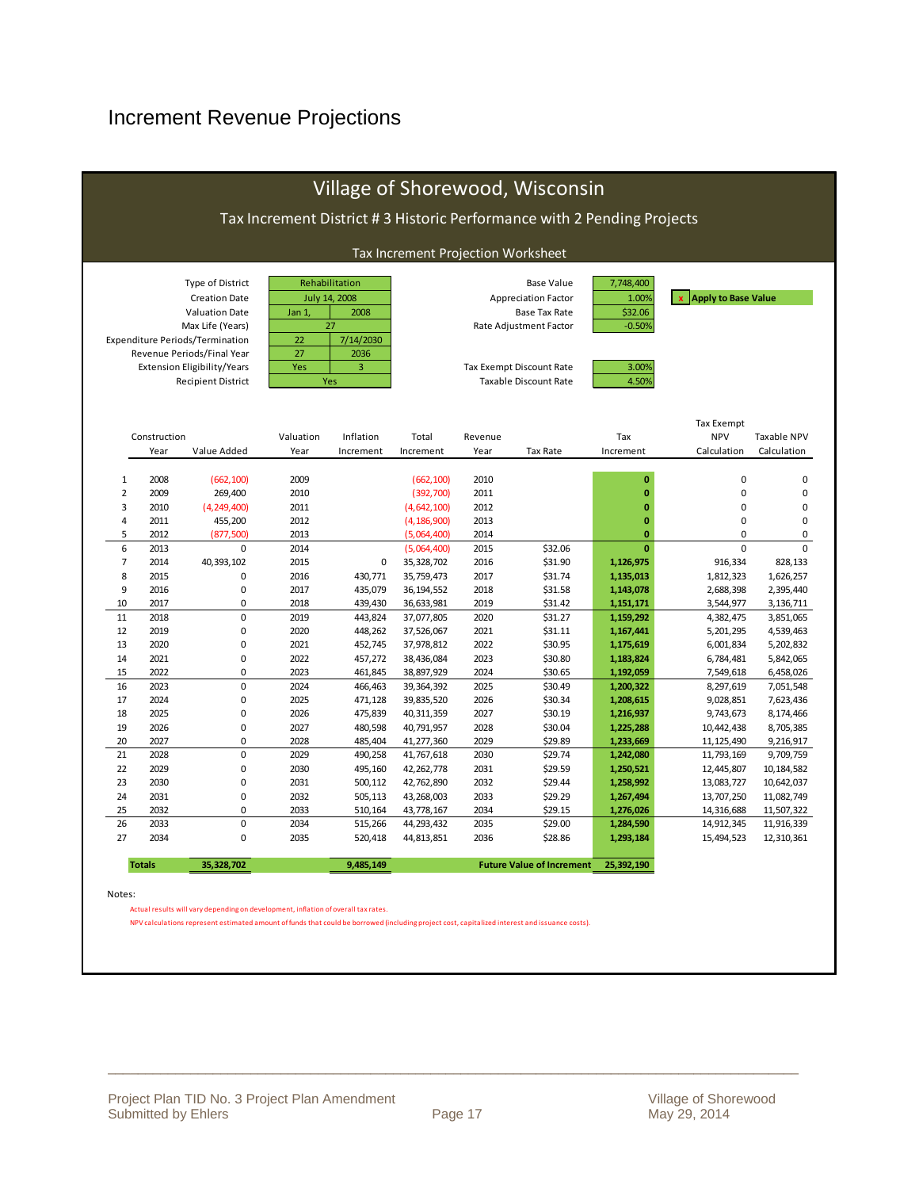# Increment Revenue Projections

## Village of Shorewood, Wisconsin

### Tax Increment District # 3 Historic Performance with 2 Pending Projects

#### Tax Increment Projection Worksheet

| | | |
|---|---|---|
| Type of District | Rehabilitation | |
| Creation Date | July 14, 2008 | |
| Valuation Date | Jan 1, | 2008 |
| Max Life (Years) | 27 | |
| Expenditure Periods/Termination | 22 | 7/14/2030 |
| Revenue Periods/Final Year | 27 | 2036 |
| Extension Eligibility/Years | Yes | 3 |
| Recipient District | Yes | |

| | | |
|---|---|---|
| Base Value | 7,748,400 | |
| Appreciation Factor | 1.00% | x Apply to Base Value |
| Base Tax Rate | $32.06 | |
| Rate Adjustment Factor | -0.50% | |
| Tax Exempt Discount Rate | 3.00% | |
| Taxable Discount Rate | 4.50% | |

| | Construction Year | Value Added | Valuation Year | Inflation Increment | Total Increment | Revenue Year | Tax Rate | Tax Increment | Tax Exempt NPV Calculation | Taxable NPV Calculation |
|---|---|---|---|---|---|---|---|---|---|---|
| 1 | 2008 | (662,100) | 2009 | | (662,100) | 2010 | | 0 | 0 | 0 |
| 2 | 2009 | 269,400 | 2010 | | (392,700) | 2011 | | 0 | 0 | 0 |
| 3 | 2010 | (4,249,400) | 2011 | | (4,642,100) | 2012 | | 0 | 0 | 0 |
| 4 | 2011 | 455,200 | 2012 | | (4,186,900) | 2013 | | 0 | 0 | 0 |
| 5 | 2012 | (877,500) | 2013 | | (5,064,400) | 2014 | | 0 | 0 | 0 |
| 6 | 2013 | 0 | 2014 | | (5,064,400) | 2015 | $32.06 | 0 | 0 | 0 |
| 7 | 2014 | 40,393,102 | 2015 | 0 | 35,328,702 | 2016 | $31.90 | 1,126,975 | 916,334 | 828,133 |
| 8 | 2015 | 0 | 2016 | 430,771 | 35,759,473 | 2017 | $31.74 | 1,135,013 | 1,812,323 | 1,626,257 |
| 9 | 2016 | 0 | 2017 | 435,079 | 36,194,552 | 2018 | $31.58 | 1,143,078 | 2,688,398 | 2,395,440 |
| 10 | 2017 | 0 | 2018 | 439,430 | 36,633,981 | 2019 | $31.42 | 1,151,171 | 3,544,977 | 3,136,711 |
| 11 | 2018 | 0 | 2019 | 443,824 | 37,077,805 | 2020 | $31.27 | 1,159,292 | 4,382,475 | 3,851,065 |
| 12 | 2019 | 0 | 2020 | 448,262 | 37,526,067 | 2021 | $31.11 | 1,167,441 | 5,201,295 | 4,539,463 |
| 13 | 2020 | 0 | 2021 | 452,745 | 37,978,812 | 2022 | $30.95 | 1,175,619 | 6,001,834 | 5,202,832 |
| 14 | 2021 | 0 | 2022 | 457,272 | 38,436,084 | 2023 | $30.80 | 1,183,824 | 6,784,481 | 5,842,065 |
| 15 | 2022 | 0 | 2023 | 461,845 | 38,897,929 | 2024 | $30.65 | 1,192,059 | 7,549,618 | 6,458,026 |
| 16 | 2023 | 0 | 2024 | 466,463 | 39,364,392 | 2025 | $30.49 | 1,200,322 | 8,297,619 | 7,051,548 |
| 17 | 2024 | 0 | 2025 | 471,128 | 39,835,520 | 2026 | $30.34 | 1,208,615 | 9,028,851 | 7,623,436 |
| 18 | 2025 | 0 | 2026 | 475,839 | 40,311,359 | 2027 | $30.19 | 1,216,937 | 9,743,673 | 8,174,466 |
| 19 | 2026 | 0 | 2027 | 480,598 | 40,791,957 | 2028 | $30.04 | 1,225,288 | 10,442,438 | 8,705,385 |
| 20 | 2027 | 0 | 2028 | 485,404 | 41,277,360 | 2029 | $29.89 | 1,233,669 | 11,125,490 | 9,216,917 |
| 21 | 2028 | 0 | 2029 | 490,258 | 41,767,618 | 2030 | $29.74 | 1,242,080 | 11,793,169 | 9,709,759 |
| 22 | 2029 | 0 | 2030 | 495,160 | 42,262,778 | 2031 | $29.59 | 1,250,521 | 12,445,807 | 10,184,582 |
| 23 | 2030 | 0 | 2031 | 500,112 | 42,762,890 | 2032 | $29.44 | 1,258,992 | 13,083,727 | 10,642,037 |
| 24 | 2031 | 0 | 2032 | 505,113 | 43,268,003 | 2033 | $29.29 | 1,267,494 | 13,707,250 | 11,082,749 |
| 25 | 2032 | 0 | 2033 | 510,164 | 43,778,167 | 2034 | $29.15 | 1,276,026 | 14,316,688 | 11,507,322 |
| 26 | 2033 | 0 | 2034 | 515,266 | 44,293,432 | 2035 | $29.00 | 1,284,590 | 14,912,345 | 11,916,339 |
| 27 | 2034 | 0 | 2035 | 520,418 | 44,813,851 | 2036 | $28.86 | 1,293,184 | 15,494,523 | 12,310,361 |
| **Totals** | | **35,328,702** | | **9,485,149** | | **Future Value of Increment** | | **25,392,190** | | |

Notes:

Actual results will vary depending on development, inflation of overall tax rates.

NPV calculations represent estimated amount of funds that could be borrowed (including project cost, capitalized interest and issuance costs).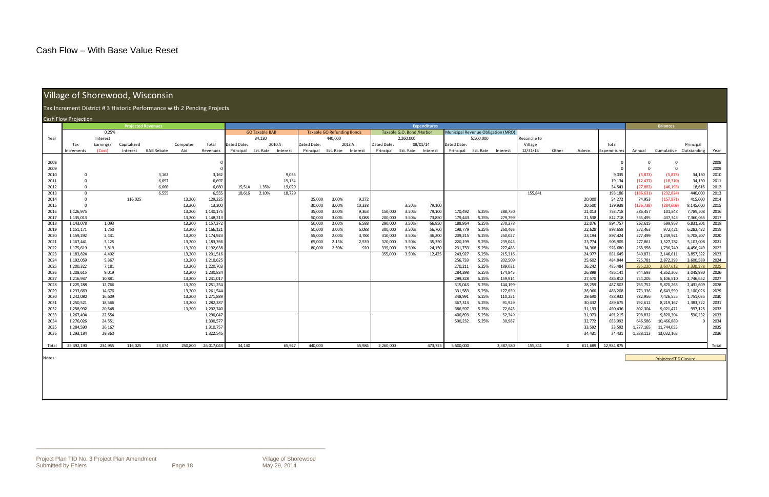# Cash Flow – With Base Value Reset

## Village of Shorewood, Wisconsin

### Tax Increment District # 3 Historic Performance with 2 Pending Projects

Cash Flow Projection

| | Projected Revenues | | | | | | Expenditures | | | | | | | | | | | | | | | | Balances | | | |
|---|---|---|---|---|---|---|---|---|---|---|---|---|---|---|---|---|---|---|---|---|---|---|---|---|---|---|
| | | 0.25% | | | | | GO Taxable BAB | | | Taxable GO Refunding Bonds | | | Taxable G.O. Bond /Harbor | | | Municipal Revenue Obligation (MRO) | | | | | | | | | | |
| | | | | | | | 34,130 | | | 440,000 | | | 2,260,000 | | | 5,500,000 | | | | | | | | | | |
| | | | | | | | Dated Date: | | 2010 A | Dated Date: | | 2013 A | Dated Date: | | 08/01/14 | Dated Date: | | | | | | | | | | |
| Year | Tax Increments | Interest Earnings/ (Cost) | Capitalized Interest | BAB Rebate | Computer Aid | Total Revenues | Principal | Est. Rate | Interest | Principal | Est. Rate | Interest | Principal | Est. Rate | Interest | Principal | Est. Rate | Interest | Reconcile to Village 12/31/13 | Other | Admin. | Total Expenditures | Annual | Cumulative | Principal Outstanding | Year |
| 2008 | | | | | | 0 | | | | | | | | | | | | | | | | 0 | 0 | 0 | | 2008 |
| 2009 | | | | | | 0 | | | | | | | | | | | | | | | | 0 | 0 | 0 | | 2009 |
| 2010 | 0 | | | 3,162 | | 3,162 | | | 9,035 | | | | | | | | | | | | | 9,035 | (5,873) | (5,873) | 34,130 | 2010 |
| 2011 | 0 | | | 6,697 | | 6,697 | | | 19,134 | | | | | | | | | | | | | 19,134 | (12,437) | (18,310) | 34,130 | 2011 |
| 2012 | 0 | | | 6,660 | | 6,660 | 15,514 | 1.35% | 19,029 | | | | | | | | | | | | | 34,543 | (27,883) | (46,193) | 18,616 | 2012 |
| 2013 | 0 | | | 6,555 | | 6,555 | 18,616 | 2.10% | 18,729 | | | | | | | | | | 155,841 | | | 193,186 | (186,631) | (232,824) | 440,000 | 2013 |
| 2014 | 0 | | 116,025 | | 13,200 | 129,225 | | | | 25,000 | 3.00% | 9,272 | | | | | | | | | 20,000 | 54,272 | 74,953 | (157,871) | 415,000 | 2014 |
| 2015 | 0 | | | | 13,200 | 13,200 | | | | 30,000 | 3.00% | 10,338 | | 3.50% | 79,100 | | | | | | 20,500 | 139,938 | (126,738) | (284,609) | 8,145,000 | 2015 |
| 2016 | 1,126,975 | | | | 13,200 | 1,140,175 | | | | 35,000 | 3.00% | 9,363 | 150,000 | 3.50% | 79,100 | 170,492 | 5.25% | 288,750 | | | 21,013 | 753,718 | 386,457 | 101,848 | 7,789,508 | 2016 |
| 2017 | 1,135,013 | | | | 13,200 | 1,148,213 | | | | 50,000 | 3.00% | 8,088 | 200,000 | 3.50% | 73,850 | 179,443 | 5.25% | 279,799 | | | 21,538 | 812,718 | 335,495 | 437,343 | 7,360,065 | 2017 |
| 2018 | 1,143,078 | 1,093 | | | 13,200 | 1,157,372 | | | | 50,000 | 3.00% | 6,588 | 290,000 | 3.50% | 66,850 | 188,864 | 5.25% | 270,378 | | | 22,076 | 894,757 | 262,615 | 699,958 | 6,831,201 | 2018 |
| 2019 | 1,151,171 | 1,750 | | | 13,200 | 1,166,121 | | | | 50,000 | 3.00% | 5,088 | 300,000 | 3.50% | 56,700 | 198,779 | 5.25% | 260,463 | | | 22,628 | 893,658 | 272,463 | 972,421 | 6,282,422 | 2019 |
| 2020 | 1,159,292 | 2,431 | | | 13,200 | 1,174,923 | | | | 55,000 | 2.00% | 3,788 | 310,000 | 3.50% | 46,200 | 209,215 | 5.25% | 250,027 | | | 23,194 | 897,424 | 277,499 | 1,249,921 | 5,708,207 | 2020 |
| 2021 | 1,167,441 | 3,125 | | | 13,200 | 1,183,766 | | | | 65,000 | 2.15% | 2,539 | 320,000 | 3.50% | 35,350 | 220,199 | 5.25% | 239,043 | | | 23,774 | 905,905 | 277,861 | 1,527,782 | 5,103,008 | 2021 |
| 2022 | 1,175,619 | 3,819 | | | 13,200 | 1,192,638 | | | | 80,000 | 2.30% | 920 | 335,000 | 3.50% | 24,150 | 231,759 | 5.25% | 227,483 | | | 24,368 | 923,680 | 268,958 | 1,796,740 | 4,456,249 | 2022 |
| 2023 | 1,183,824 | 4,492 | | | 13,200 | 1,201,516 | | | | | | | 355,000 | 3.50% | 12,425 | 243,927 | 5.25% | 215,316 | | | 24,977 | 851,645 | 349,871 | 2,146,611 | 3,857,322 | 2023 |
| 2024 | 1,192,059 | 5,367 | | | 13,200 | 1,210,625 | | | | | | | | | | 256,733 | 5.25% | 202,509 | | | 25,602 | 484,844 | 725,781 | 2,872,393 | 3,600,589 | 2024 |
| 2025 | 1,200,322 | 7,181 | | | 13,200 | 1,220,703 | | | | | | | | | | 270,211 | 5.25% | 189,031 | | | 26,242 | 485,484 | 735,220 | 3,607,612 | 3,330,378 | 2025 |
| 2026 | 1,208,615 | 9,019 | | | 13,200 | 1,230,834 | | | | | | | | | | 284,398 | 5.25% | 174,845 | | | 26,898 | 486,141 | 744,693 | 4,352,305 | 3,045,980 | 2026 |
| 2027 | 1,216,937 | 10,881 | | | 13,200 | 1,241,017 | | | | | | | | | | 299,328 | 5.25% | 159,914 | | | 27,570 | 486,812 | 754,205 | 5,106,510 | 2,746,652 | 2027 |
| 2028 | 1,225,288 | 12,766 | | | 13,200 | 1,251,254 | | | | | | | | | | 315,043 | 5.25% | 144,199 | | | 28,259 | 487,502 | 763,752 | 5,870,263 | 2,431,609 | 2028 |
| 2029 | 1,233,669 | 14,676 | | | 13,200 | 1,261,544 | | | | | | | | | | 331,583 | 5.25% | 127,659 | | | 28,966 | 488,208 | 773,336 | 6,643,599 | 2,100,026 | 2029 |
| 2030 | 1,242,080 | 16,609 | | | 13,200 | 1,271,889 | | | | | | | | | | 348,991 | 5.25% | 110,251 | | | 29,690 | 488,932 | 782,956 | 7,426,555 | 1,751,035 | 2030 |
| 2031 | 1,250,521 | 18,566 | | | 13,200 | 1,282,287 | | | | | | | | | | 367,313 | 5.25% | 91,929 | | | 30,432 | 489,675 | 792,612 | 8,219,167 | 1,383,722 | 2031 |
| 2032 | 1,258,992 | 20,548 | | | 13,200 | 1,292,740 | | | | | | | | | | 386,597 | 5.25% | 72,645 | | | 31,193 | 490,436 | 802,304 | 9,021,471 | 997,125 | 2032 |
| 2033 | 1,267,494 | 22,554 | | | | 1,290,047 | | | | | | | | | | 406,893 | 5.25% | 52,349 | | | 31,973 | 491,215 | 798,832 | 9,820,304 | 590,232 | 2033 |
| 2034 | 1,276,026 | 24,551 | | | | 1,300,577 | | | | | | | | | | 590,232 | 5.25% | 30,987 | | | 32,772 | 653,992 | 646,586 | 10,466,889 | 0 | 2034 |
| 2035 | 1,284,590 | 26,167 | | | | 1,310,757 | | | | | | | | | | | | | | | 33,592 | 33,592 | 1,277,165 | 11,744,055 | | 2035 |
| 2036 | 1,293,184 | 29,360 | | | | 1,322,545 | | | | | | | | | | | | | | | 34,431 | 34,431 | 1,288,113 | 13,032,168 | | 2036 |
| Total | 25,392,190 | 234,955 | 116,025 | 23,074 | 250,800 | 26,017,043 | 34,130 | | 65,927 | 440,000 | | 55,984 | 2,260,000 | | 473,725 | 5,500,000 | | 3,387,580 | 155,841 | 0 | 611,689 | 12,984,875 | | | | Total |

Notes:

Projected TID Closure

Project Plan TID No. 3 Project Plan Amendment
Submitted by Ehlers

Village of Shorewood
May 29, 2014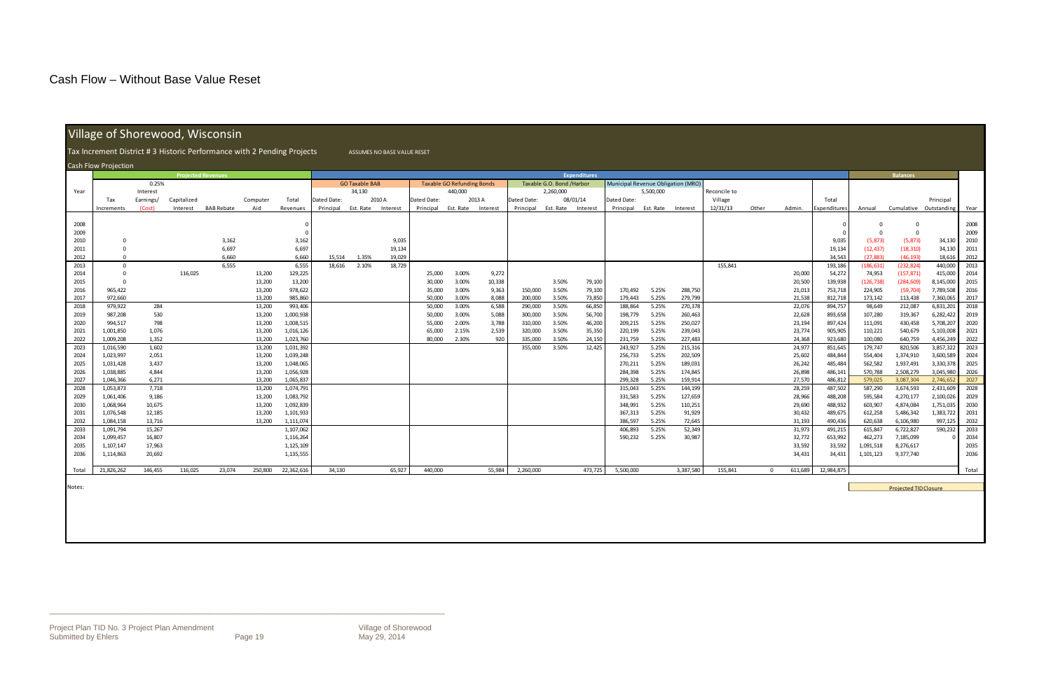# Cash Flow – Without Base Value Reset

## Village of Shorewood, Wisconsin

Tax Increment District # 3 Historic Performance with 2 Pending Projects

ASSUMES NO BASE VALUE RESET

Cash Flow Projection

| | Projected Revenues | | | | | | Expenditures | | | | | | | | | | | | | | | | | | Balances | | | |
|---|---|---|---|---|---|---|---|---|---|---|---|---|---|---|---|---|---|---|---|---|---|---|---|---|---|---|---|
| | | 0.25% | | | | | GO Taxable BAB 34,130 Dated Date: 2010 A | | | Taxable GO Refunding Bonds 440,000 Dated Date: 2013 A | | | Taxable G.O. Bond /Harbor 2,260,000 Dated Date: 08/01/14 | | | Municipal Revenue Obligation (MRO) 5,500,000 Dated Date: | | | | | | | | | | |
| Year | Tax Increments | Interest Earnings/ (Cost) | Capitalized Interest | BAB Rebate | Computer Aid | Total Revenues | Principal | Est. Rate | Interest | Principal | Est. Rate | Interest | Principal | Est. Rate | Interest | Principal | Est. Rate | Interest | Reconcile to Village 12/31/13 | Other | Admin. | Total Expenditures | Annual | Cumulative | Principal Outstanding | Year |
| 2008 | | | | | | 0 | | | | | | | | | | | | | | | | 0 | 0 | 0 | | 2008 |
| 2009 | | | | | | 0 | | | | | | | | | | | | | | | | 0 | 0 | 0 | | 2009 |
| 2010 | 0 | | | 3,162 | | 3,162 | | | 9,035 | | | | | | | | | | | | | 9,035 | (5,873) | (5,873) | 34,130 | 2010 |
| 2011 | 0 | | | 6,697 | | 6,697 | | | 19,134 | | | | | | | | | | | | | 19,134 | (12,437) | (18,310) | 34,130 | 2011 |
| 2012 | 0 | | | 6,660 | | 6,660 | 15,514 | 1.35% | 19,029 | | | | | | | | | | | | | 34,543 | (27,883) | (46,193) | 18,616 | 2012 |
| 2013 | 0 | | | 6,555 | | 6,555 | 18,616 | 2.10% | 18,729 | | | | | | | | | | 155,841 | | | 193,186 | (186,631) | (232,824) | 440,000 | 2013 |
| 2014 | 0 | | 116,025 | | 13,200 | 129,225 | | | | 25,000 | 3.00% | 9,272 | | | | | | | | | 20,000 | 54,272 | 74,953 | (157,871) | 415,000 | 2014 |
| 2015 | 0 | | | | 13,200 | 13,200 | | | | 30,000 | 3.00% | 10,338 | | 3.50% | 79,100 | | | | | | 20,500 | 139,938 | (126,738) | (284,609) | 8,145,000 | 2015 |
| 2016 | 965,422 | | | | 13,200 | 978,622 | | | | 35,000 | 3.00% | 9,363 | 150,000 | 3.50% | 79,100 | 170,492 | 5.25% | 288,750 | | | 21,013 | 753,718 | 224,905 | (59,704) | 7,789,508 | 2016 |
| 2017 | 972,660 | | | | 13,200 | 985,860 | | | | 50,000 | 3.00% | 8,088 | 200,000 | 3.50% | 73,850 | 179,443 | 5.25% | 279,799 | | | 21,538 | 812,718 | 173,142 | 113,438 | 7,360,065 | 2017 |
| 2018 | 979,922 | 284 | | | 13,200 | 993,406 | | | | 50,000 | 3.00% | 6,588 | 290,000 | 3.50% | 66,850 | 188,864 | 5.25% | 270,378 | | | 22,076 | 894,757 | 98,649 | 212,087 | 6,831,201 | 2018 |
| 2019 | 987,208 | 530 | | | 13,200 | 1,000,938 | | | | 50,000 | 3.00% | 5,088 | 300,000 | 3.50% | 56,700 | 198,779 | 5.25% | 260,463 | | | 22,628 | 893,658 | 107,280 | 319,367 | 6,282,422 | 2019 |
| 2020 | 994,517 | 798 | | | 13,200 | 1,008,515 | | | | 55,000 | 2.00% | 3,788 | 310,000 | 3.50% | 46,200 | 209,215 | 5.25% | 250,027 | | | 23,194 | 897,424 | 111,091 | 430,458 | 5,708,207 | 2020 |
| 2021 | 1,001,850 | 1,076 | | | 13,200 | 1,016,126 | | | | 65,000 | 2.15% | 2,539 | 320,000 | 3.50% | 35,350 | 220,199 | 5.25% | 239,043 | | | 23,774 | 905,905 | 110,221 | 540,679 | 5,103,008 | 2021 |
| 2022 | 1,009,208 | 1,352 | | | 13,200 | 1,023,760 | | | | 80,000 | 2.30% | 920 | 335,000 | 3.50% | 24,150 | 231,759 | 5.25% | 227,483 | | | 24,368 | 923,680 | 100,080 | 640,759 | 4,456,249 | 2022 |
| 2023 | 1,016,590 | 1,602 | | | 13,200 | 1,031,392 | | | | | | | 355,000 | 3.50% | 12,425 | 243,927 | 5.25% | 215,316 | | | 24,977 | 851,645 | 179,747 | 820,506 | 3,857,322 | 2023 |
| 2024 | 1,023,997 | 2,051 | | | 13,200 | 1,039,248 | | | | | | | | | | 256,733 | 5.25% | 202,509 | | | 25,602 | 484,844 | 554,404 | 1,374,910 | 3,600,589 | 2024 |
| 2025 | 1,031,428 | 3,437 | | | 13,200 | 1,048,065 | | | | | | | | | | 270,211 | 5.25% | 189,031 | | | 26,242 | 485,484 | 562,582 | 1,937,491 | 3,330,378 | 2025 |
| 2026 | 1,038,885 | 4,844 | | | 13,200 | 1,056,928 | | | | | | | | | | 284,398 | 5.25% | 174,845 | | | 26,898 | 486,141 | 570,788 | 2,508,279 | 3,045,980 | 2026 |
| 2027 | 1,046,366 | 6,271 | | | 13,200 | 1,065,837 | | | | | | | | | | 299,328 | 5.25% | 159,914 | | | 27,570 | 486,812 | 579,025 | 3,087,304 | 2,746,652 | 2027 |
| 2028 | 1,053,873 | 7,718 | | | 13,200 | 1,074,791 | | | | | | | | | | 315,043 | 5.25% | 144,199 | | | 28,259 | 487,502 | 587,290 | 3,674,593 | 2,431,609 | 2028 |
| 2029 | 1,061,406 | 9,186 | | | 13,200 | 1,083,792 | | | | | | | | | | 331,583 | 5.25% | 127,659 | | | 28,966 | 488,208 | 595,584 | 4,270,177 | 2,100,026 | 2029 |
| 2030 | 1,068,964 | 10,675 | | | 13,200 | 1,092,839 | | | | | | | | | | 348,991 | 5.25% | 110,251 | | | 29,690 | 488,932 | 603,907 | 4,874,084 | 1,751,035 | 2030 |
| 2031 | 1,076,548 | 12,185 | | | 13,200 | 1,101,933 | | | | | | | | | | 367,313 | 5.25% | 91,929 | | | 30,432 | 489,675 | 612,258 | 5,486,342 | 1,383,722 | 2031 |
| 2032 | 1,084,158 | 13,716 | | | 13,200 | 1,111,074 | | | | | | | | | | 386,597 | 5.25% | 72,645 | | | 31,193 | 490,436 | 620,638 | 6,106,980 | 997,125 | 2032 |
| 2033 | 1,091,794 | 15,267 | | | | 1,107,062 | | | | | | | | | | 406,893 | 5.25% | 52,349 | | | 31,973 | 491,215 | 615,847 | 6,722,827 | 590,232 | 2033 |
| 2034 | 1,099,457 | 16,807 | | | | 1,116,264 | | | | | | | | | | 590,232 | 5.25% | 30,987 | | | 32,772 | 653,992 | 462,273 | 7,185,099 | 0 | 2034 |
| 2035 | 1,107,147 | 17,963 | | | | 1,125,109 | | | | | | | | | | | | | | | 33,592 | 33,592 | 1,091,518 | 8,276,617 | | 2035 |
| 2036 | 1,114,863 | 20,692 | | | | 1,135,555 | | | | | | | | | | | | | | | 34,431 | 34,431 | 1,101,123 | 9,377,740 | | 2036 |
| Total | 21,826,262 | 146,455 | 116,025 | 23,074 | 250,800 | 22,362,616 | 34,130 | | 65,927 | 440,000 | | 55,984 | 2,260,000 | | 473,725 | 5,500,000 | | 3,387,580 | 155,841 | 0 | 611,689 | 12,984,875 | | | | Total |

Notes:

Projected TID Closure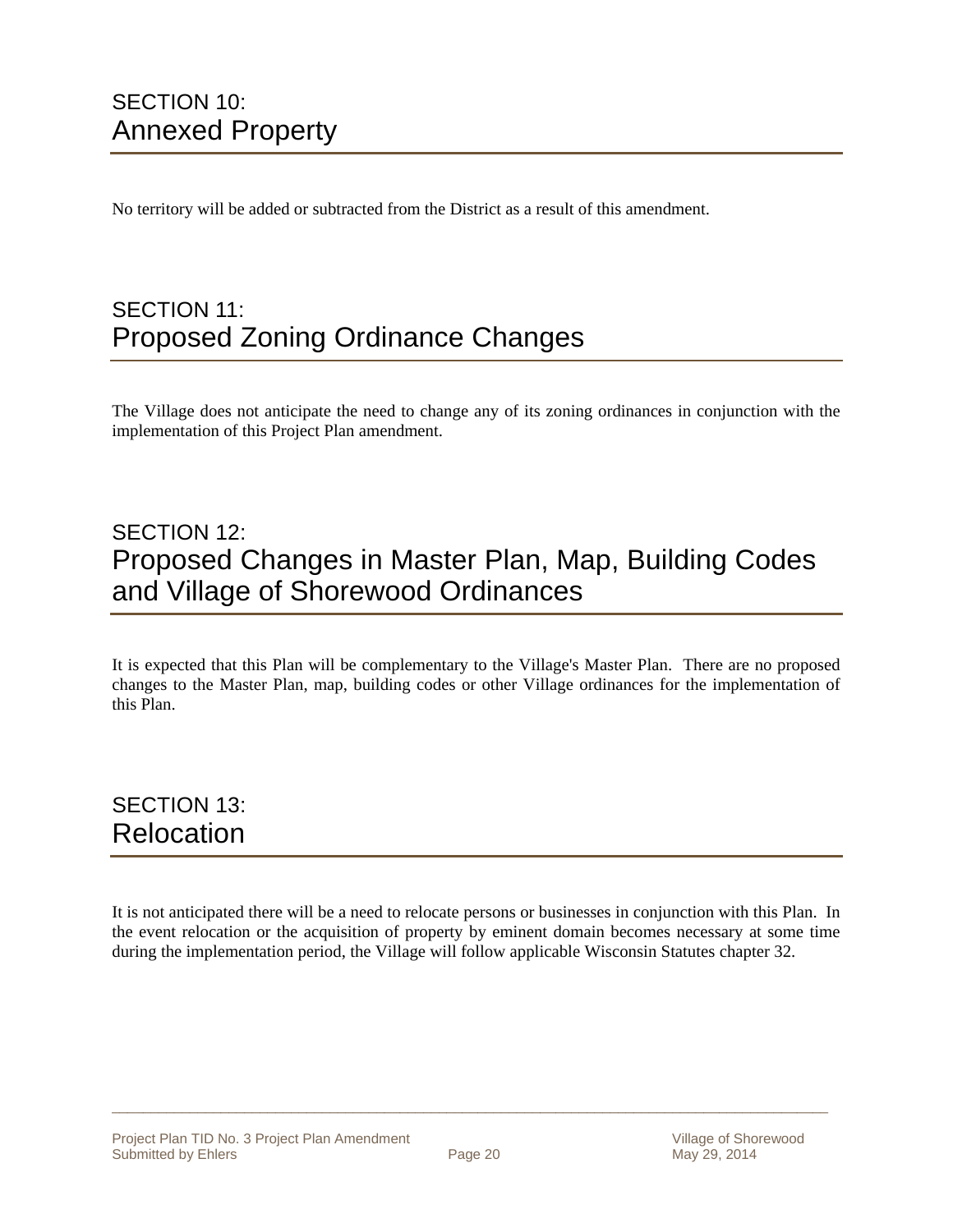## SECTION 10: Annexed Property

No territory will be added or subtracted from the District as a result of this amendment.

## SECTION 11: Proposed Zoning Ordinance Changes

The Village does not anticipate the need to change any of its zoning ordinances in conjunction with the implementation of this Project Plan amendment.

## SECTION 12: Proposed Changes in Master Plan, Map, Building Codes and Village of Shorewood Ordinances

It is expected that this Plan will be complementary to the Village's Master Plan. There are no proposed changes to the Master Plan, map, building codes or other Village ordinances for the implementation of this Plan.

## SECTION 13: Relocation

It is not anticipated there will be a need to relocate persons or businesses in conjunction with this Plan. In the event relocation or the acquisition of property by eminent domain becomes necessary at some time during the implementation period, the Village will follow applicable Wisconsin Statutes chapter 32.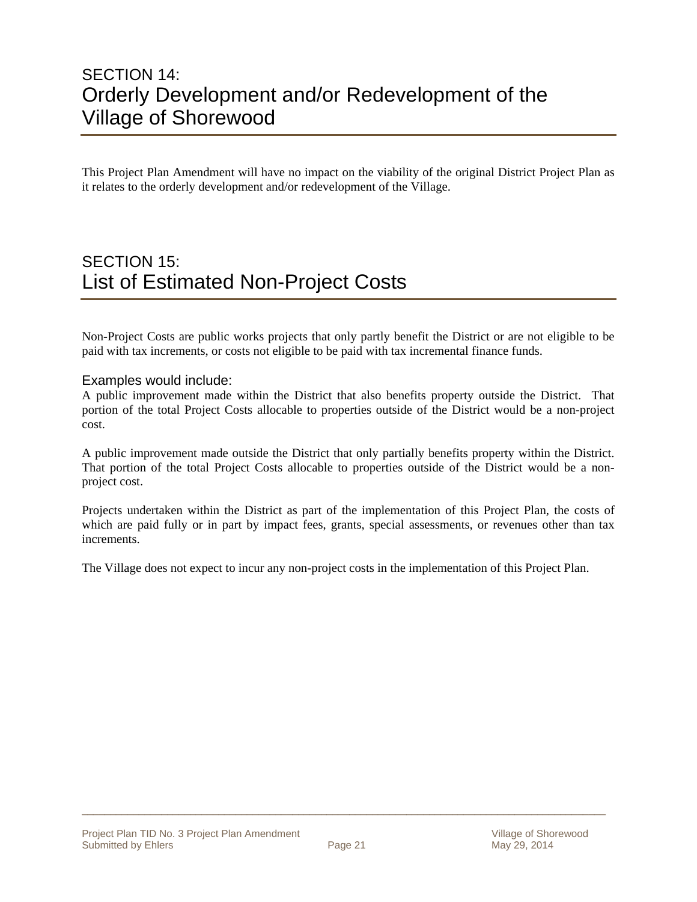# SECTION 14:
# Orderly Development and/or Redevelopment of the Village of Shorewood

This Project Plan Amendment will have no impact on the viability of the original District Project Plan as it relates to the orderly development and/or redevelopment of the Village.

# SECTION 15:
# List of Estimated Non-Project Costs

Non-Project Costs are public works projects that only partly benefit the District or are not eligible to be paid with tax increments, or costs not eligible to be paid with tax incremental finance funds.

### Examples would include:

A public improvement made within the District that also benefits property outside the District. That portion of the total Project Costs allocable to properties outside of the District would be a non-project cost.

A public improvement made outside the District that only partially benefits property within the District. That portion of the total Project Costs allocable to properties outside of the District would be a non-project cost.

Projects undertaken within the District as part of the implementation of this Project Plan, the costs of which are paid fully or in part by impact fees, grants, special assessments, or revenues other than tax increments.

The Village does not expect to incur any non-project costs in the implementation of this Project Plan.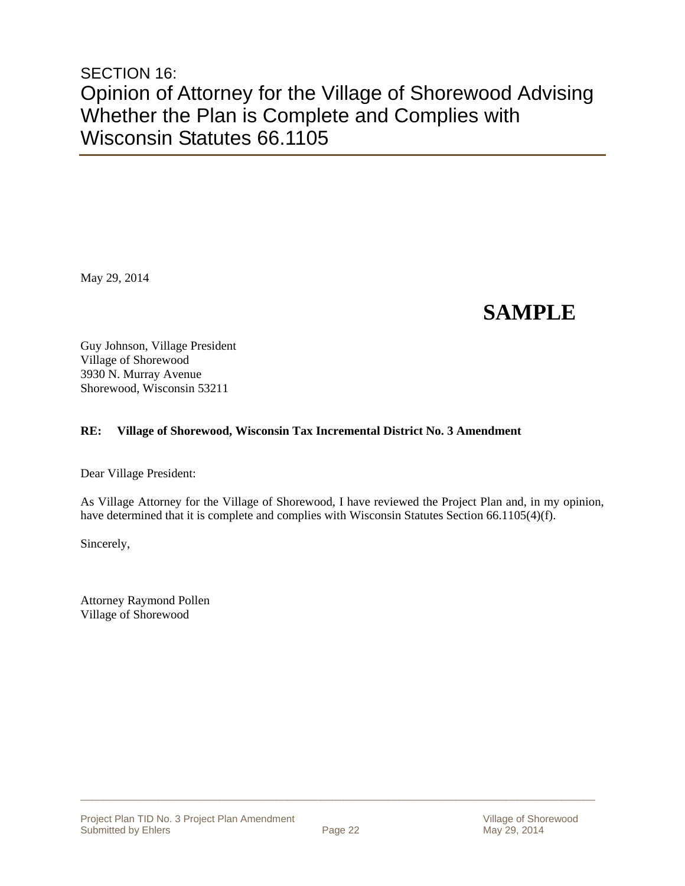# SECTION 16: Opinion of Attorney for the Village of Shorewood Advising Whether the Plan is Complete and Complies with Wisconsin Statutes 66.1105

May 29, 2014

**SAMPLE**

Guy Johnson, Village President
Village of Shorewood
3930 N. Murray Avenue
Shorewood, Wisconsin 53211

**RE: Village of Shorewood, Wisconsin Tax Incremental District No. 3 Amendment**

Dear Village President:

As Village Attorney for the Village of Shorewood, I have reviewed the Project Plan and, in my opinion, have determined that it is complete and complies with Wisconsin Statutes Section 66.1105(4)(f).

Sincerely,

Attorney Raymond Pollen
Village of Shorewood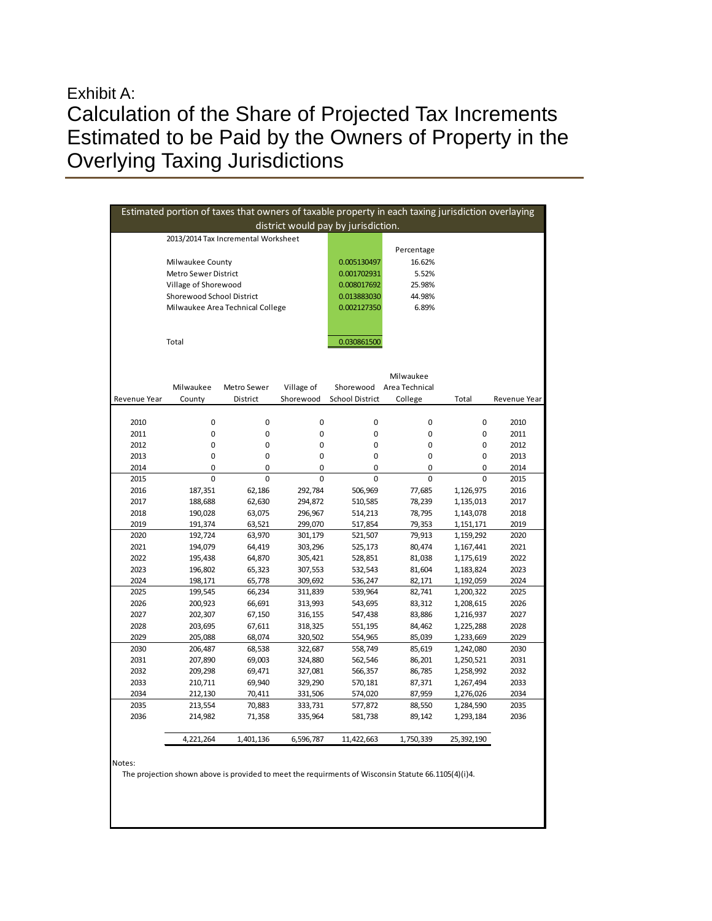# Exhibit A:

# Calculation of the Share of Projected Tax Increments Estimated to be Paid by the Owners of Property in the Overlying Taxing Jurisdictions

Estimated portion of taxes that owners of taxable property in each taxing jurisdiction overlaying district would pay by jurisdiction.

2013/2014 Tax Incremental Worksheet

| | | Percentage |
|---|---|---|
| Milwaukee County | 0.005130497 | 16.62% |
| Metro Sewer District | 0.001702931 | 5.52% |
| Village of Shorewood | 0.008017692 | 25.98% |
| Shorewood School District | 0.013883030 | 44.98% |
| Milwaukee Area Technical College | 0.002127350 | 6.89% |
| Total | 0.030861500 | |

| Revenue Year | Milwaukee County | Metro Sewer District | Village of Shorewood | Shorewood School District | Milwaukee Area Technical College | Total | Revenue Year |
|---|---|---|---|---|---|---|---|
| 2010 | 0 | 0 | 0 | 0 | 0 | 0 | 2010 |
| 2011 | 0 | 0 | 0 | 0 | 0 | 0 | 2011 |
| 2012 | 0 | 0 | 0 | 0 | 0 | 0 | 2012 |
| 2013 | 0 | 0 | 0 | 0 | 0 | 0 | 2013 |
| 2014 | 0 | 0 | 0 | 0 | 0 | 0 | 2014 |
| 2015 | 0 | 0 | 0 | 0 | 0 | 0 | 2015 |
| 2016 | 187,351 | 62,186 | 292,784 | 506,969 | 77,685 | 1,126,975 | 2016 |
| 2017 | 188,688 | 62,630 | 294,872 | 510,585 | 78,239 | 1,135,013 | 2017 |
| 2018 | 190,028 | 63,075 | 296,967 | 514,213 | 78,795 | 1,143,078 | 2018 |
| 2019 | 191,374 | 63,521 | 299,070 | 517,854 | 79,353 | 1,151,171 | 2019 |
| 2020 | 192,724 | 63,970 | 301,179 | 521,507 | 79,913 | 1,159,292 | 2020 |
| 2021 | 194,079 | 64,419 | 303,296 | 525,173 | 80,474 | 1,167,441 | 2021 |
| 2022 | 195,438 | 64,870 | 305,421 | 528,851 | 81,038 | 1,175,619 | 2022 |
| 2023 | 196,802 | 65,323 | 307,553 | 532,543 | 81,604 | 1,183,824 | 2023 |
| 2024 | 198,171 | 65,778 | 309,692 | 536,247 | 82,171 | 1,192,059 | 2024 |
| 2025 | 199,545 | 66,234 | 311,839 | 539,964 | 82,741 | 1,200,322 | 2025 |
| 2026 | 200,923 | 66,691 | 313,993 | 543,695 | 83,312 | 1,208,615 | 2026 |
| 2027 | 202,307 | 67,150 | 316,155 | 547,438 | 83,886 | 1,216,937 | 2027 |
| 2028 | 203,695 | 67,611 | 318,325 | 551,195 | 84,462 | 1,225,288 | 2028 |
| 2029 | 205,088 | 68,074 | 320,502 | 554,965 | 85,039 | 1,233,669 | 2029 |
| 2030 | 206,487 | 68,538 | 322,687 | 558,749 | 85,619 | 1,242,080 | 2030 |
| 2031 | 207,890 | 69,003 | 324,880 | 562,546 | 86,201 | 1,250,521 | 2031 |
| 2032 | 209,298 | 69,471 | 327,081 | 566,357 | 86,785 | 1,258,992 | 2032 |
| 2033 | 210,711 | 69,940 | 329,290 | 570,181 | 87,371 | 1,267,494 | 2033 |
| 2034 | 212,130 | 70,411 | 331,506 | 574,020 | 87,959 | 1,276,026 | 2034 |
| 2035 | 213,554 | 70,883 | 333,731 | 577,872 | 88,550 | 1,284,590 | 2035 |
| 2036 | 214,982 | 71,358 | 335,964 | 581,738 | 89,142 | 1,293,184 | 2036 |
| | 4,221,264 | 1,401,136 | 6,596,787 | 11,422,663 | 1,750,339 | 25,392,190 | |

Notes:

The projection shown above is provided to meet the requirments of Wisconsin Statute 66.1105(4)(i)4.